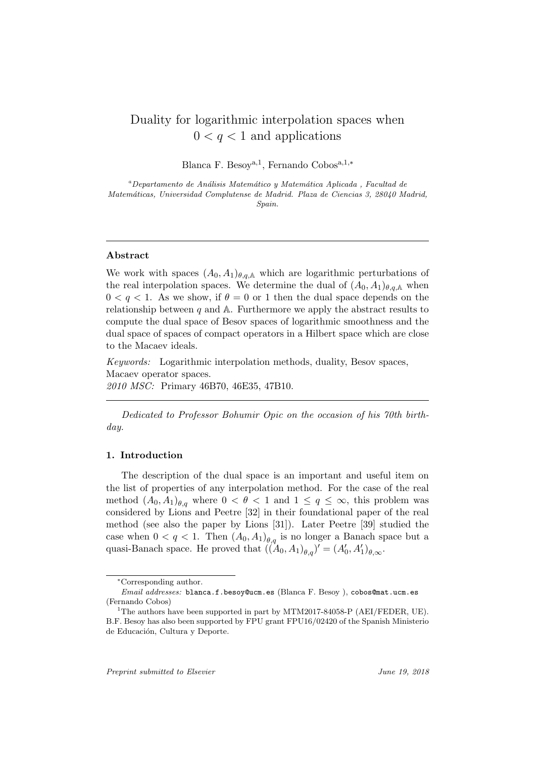# Duality for logarithmic interpolation spaces when $0 < q < 1$ and applications

Blanca F. Besoy[a,1], Fernando Cobos[a,1,*]

[a] *Departamento de Análisis Matemático y Matemática Aplicada , Facultad de Matemáticas, Universidad Complutense de Madrid. Plaza de Ciencias 3, 28040 Madrid, Spain.*

---

**Abstract**

We work with spaces $(A_0, A_1)_{\theta,q,\mathbb{A}}$ which are logarithmic perturbations of the real interpolation spaces. We determine the dual of $(A_0, A_1)_{\theta,q,\mathbb{A}}$ when $0 < q < 1$. As we show, if $\theta = 0$ or $1$ then the dual space depends on the relationship between $q$ and $\mathbb{A}$. Furthermore we apply the abstract results to compute the dual space of Besov spaces of logarithmic smoothness and the dual space of spaces of compact operators in a Hilbert space which are close to the Macaev ideals.

*Keywords:* Logarithmic interpolation methods, duality, Besov spaces, Macaev operator spaces.
*2010 MSC:* Primary 46B70, 46E35, 47B10.

---

*Dedicated to Professor Bohumir Opic on the occasion of his 70th birthday.*

## 1. Introduction

The description of the dual space is an important and useful item on the list of properties of any interpolation method. For the case of the real method $(A_0, A_1)_{\theta,q}$ where $0 < \theta < 1$ and $1 \le q \le \infty$, this problem was considered by Lions and Peetre [32] in their foundational paper of the real method (see also the paper by Lions [31]). Later Peetre [39] studied the case when $0 < q < 1$. Then $(A_0, A_1)_{\theta,q}$ is no longer a Banach space but a quasi-Banach space. He proved that $((A_0, A_1)_{\theta,q})' = (A_0', A_1')_{\theta,\infty}$.

---

*Corresponding author.
*Email addresses:* blanca.f.besoy@ucm.es (Blanca F. Besoy ), cobos@mat.ucm.es (Fernando Cobos)

[1] The authors have been supported in part by MTM2017-84058-P (AEI/FEDER, UE). B.F. Besoy has also been supported by FPU grant FPU16/02420 of the Spanish Ministerio de Educación, Cultura y Deporte.

*Preprint submitted to Elsevier* *June 19, 2018*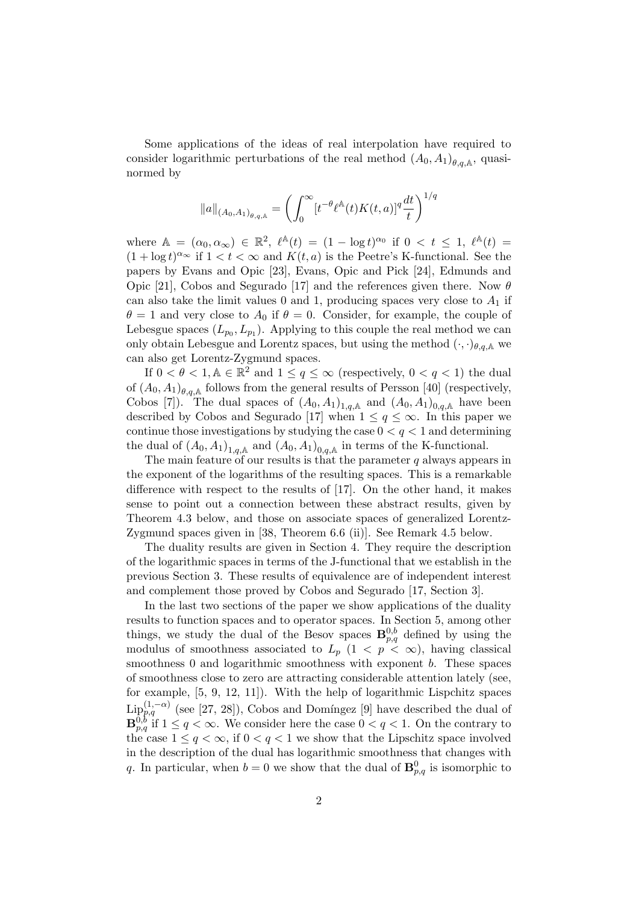Some applications of the ideas of real interpolation have required to consider logarithmic perturbations of the real method $(A_0, A_1)_{\theta,q,\mathbb{A}}$, quasi-normed by

$$\|a\|_{(A_0,A_1)_{\theta,q,\mathbb{A}}} = \left( \int_0^\infty [t^{-\theta} \ell^{\mathbb{A}}(t) K(t,a)]^q \frac{dt}{t} \right)^{1/q}$$

where $\mathbb{A} = (\alpha_0, \alpha_\infty) \in \mathbb{R}^2$, $\ell^{\mathbb{A}}(t) = (1 - \log t)^{\alpha_0}$ if $0 < t \leq 1$, $\ell^{\mathbb{A}}(t) = (1 + \log t)^{\alpha_\infty}$ if $1 < t < \infty$ and $K(t,a)$ is the Peetre's K-functional. See the papers by Evans and Opic [23], Evans, Opic and Pick [24], Edmunds and Opic [21], Cobos and Segurado [17] and the references given there. Now $\theta$ can also take the limit values 0 and 1, producing spaces very close to $A_1$ if $\theta = 1$ and very close to $A_0$ if $\theta = 0$. Consider, for example, the couple of Lebesgue spaces $(L_{p_0}, L_{p_1})$. Applying to this couple the real method we can only obtain Lebesgue and Lorentz spaces, but using the method $(\cdot,\cdot)_{\theta,q,\mathbb{A}}$ we can also get Lorentz-Zygmund spaces.

If $0 < \theta < 1, \mathbb{A} \in \mathbb{R}^2$ and $1 \leq q \leq \infty$ (respectively, $0 < q < 1$) the dual of $(A_0, A_1)_{\theta,q,\mathbb{A}}$ follows from the general results of Persson [40] (respectively, Cobos [7]). The dual spaces of $(A_0, A_1)_{1,q,\mathbb{A}}$ and $(A_0, A_1)_{0,q,\mathbb{A}}$ have been described by Cobos and Segurado [17] when $1 \leq q \leq \infty$. In this paper we continue those investigations by studying the case $0 < q < 1$ and determining the dual of $(A_0, A_1)_{1,q,\mathbb{A}}$ and $(A_0, A_1)_{0,q,\mathbb{A}}$ in terms of the K-functional.

The main feature of our results is that the parameter $q$ always appears in the exponent of the logarithms of the resulting spaces. This is a remarkable difference with respect to the results of [17]. On the other hand, it makes sense to point out a connection between these abstract results, given by Theorem 4.3 below, and those on associate spaces of generalized Lorentz-Zygmund spaces given in [38, Theorem 6.6 (ii)]. See Remark 4.5 below.

The duality results are given in Section 4. They require the description of the logarithmic spaces in terms of the J-functional that we establish in the previous Section 3. These results of equivalence are of independent interest and complement those proved by Cobos and Segurado [17, Section 3].

In the last two sections of the paper we show applications of the duality results to function spaces and to operator spaces. In Section 5, among other things, we study the dual of the Besov spaces $\mathbf{B}^{0,b}_{p,q}$ defined by using the modulus of smoothness associated to $L_p$ $(1 < p < \infty)$, having classical smoothness 0 and logarithmic smoothness with exponent $b$. These spaces of smoothness close to zero are attracting considerable attention lately (see, for example, [5, 9, 12, 11]). With the help of logarithmic Lispchitz spaces $\mathrm{Lip}^{(1,-\alpha)}_{p,q}$ (see [27, 28]), Cobos and Domíngez [9] have described the dual of $\mathbf{B}^{0,b}_{p,q}$ if $1 \leq q < \infty$. We consider here the case $0 < q < 1$. On the contrary to the case $1 \leq q < \infty$, if $0 < q < 1$ we show that the Lipschitz space involved in the description of the dual has logarithmic smoothness that changes with $q$. In particular, when $b = 0$ we show that the dual of $\mathbf{B}^{0}_{p,q}$ is isomorphic to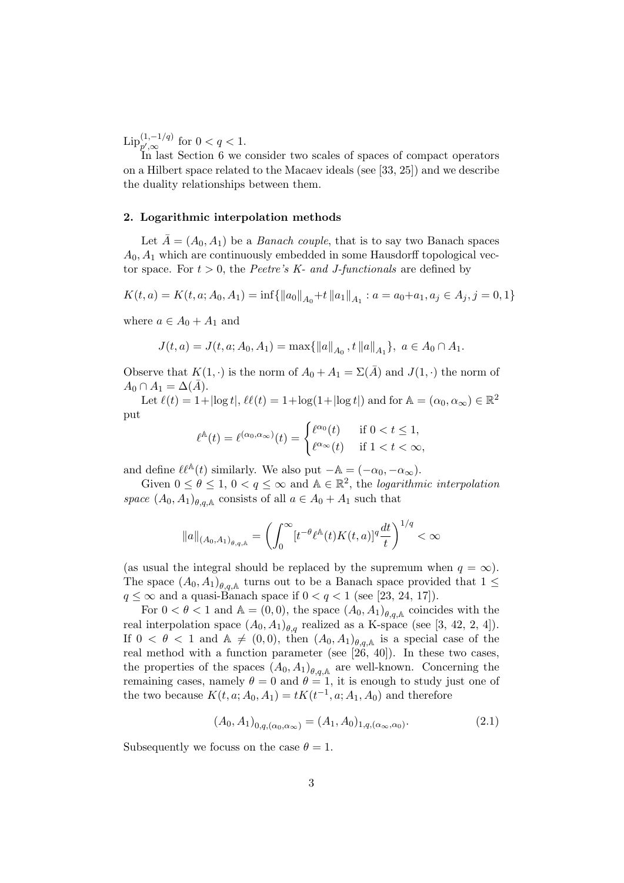$\mathrm{Lip}^{(1,-1/q)}_{p',\infty}$ for $0 < q < 1$.

In last Section 6 we consider two scales of spaces of compact operators on a Hilbert space related to the Macaev ideals (see [33, 25]) and we describe the duality relationships between them.

## 2. Logarithmic interpolation methods

Let $\bar{A} = (A_0, A_1)$ be a *Banach couple*, that is to say two Banach spaces $A_0, A_1$ which are continuously embedded in some Hausdorff topological vector space. For $t > 0$, the *Peetre's K- and J-functionals* are defined by

$$K(t, a) = K(t, a; A_0, A_1) = \inf\{\|a_0\|_{A_0} + t\|a_1\|_{A_1} : a = a_0 + a_1, a_j \in A_j, j = 0, 1\}$$

where $a \in A_0 + A_1$ and

$$J(t, a) = J(t, a; A_0, A_1) = \max\{\|a\|_{A_0}, t\|a\|_{A_1}\}, \ a \in A_0 \cap A_1.$$

Observe that $K(1, \cdot)$ is the norm of $A_0 + A_1 = \Sigma(\bar{A})$ and $J(1, \cdot)$ the norm of $A_0 \cap A_1 = \Delta(\bar{A})$.

Let $\ell(t) = 1 + |\log t|$, $\ell\ell(t) = 1 + \log(1 + |\log t|)$ and for $\mathbb{A} = (\alpha_0, \alpha_\infty) \in \mathbb{R}^2$ put

$$\ell^{\mathbb{A}}(t) = \ell^{(\alpha_0, \alpha_\infty)}(t) = \begin{cases} \ell^{\alpha_0}(t) & \text{if } 0 < t \le 1, \\ \ell^{\alpha_\infty}(t) & \text{if } 1 < t < \infty, \end{cases}$$

and define $\ell\ell^{\mathbb{A}}(t)$ similarly. We also put $-\mathbb{A} = (-\alpha_0, -\alpha_\infty)$.

Given $0 \le \theta \le 1$, $0 < q \le \infty$ and $\mathbb{A} \in \mathbb{R}^2$, the *logarithmic interpolation space* $(A_0, A_1)_{\theta,q,\mathbb{A}}$ consists of all $a \in A_0 + A_1$ such that

$$\|a\|_{(A_0,A_1)_{\theta,q,\mathbb{A}}} = \left( \int_0^\infty [t^{-\theta} \ell^{\mathbb{A}}(t) K(t, a)]^q \frac{dt}{t} \right)^{1/q} < \infty$$

(as usual the integral should be replaced by the supremum when $q = \infty$). The space $(A_0, A_1)_{\theta,q,\mathbb{A}}$ turns out to be a Banach space provided that $1 \le q \le \infty$ and a quasi-Banach space if $0 < q < 1$ (see [23, 24, 17]).

For $0 < \theta < 1$ and $\mathbb{A} = (0, 0)$, the space $(A_0, A_1)_{\theta,q,\mathbb{A}}$ coincides with the real interpolation space $(A_0, A_1)_{\theta,q}$ realized as a K-space (see [3, 42, 2, 4]). If $0 < \theta < 1$ and $\mathbb{A} \ne (0, 0)$, then $(A_0, A_1)_{\theta,q,\mathbb{A}}$ is a special case of the real method with a function parameter (see [26, 40]). In these two cases, the properties of the spaces $(A_0, A_1)_{\theta,q,\mathbb{A}}$ are well-known. Concerning the remaining cases, namely $\theta = 0$ and $\theta = 1$, it is enough to study just one of the two because $K(t, a; A_0, A_1) = tK(t^{-1}, a; A_1, A_0)$ and therefore

$$(A_0, A_1)_{0,q,(\alpha_0,\alpha_\infty)} = (A_1, A_0)_{1,q,(\alpha_\infty,\alpha_0)}. \tag{2.1}$$

Subsequently we focuss on the case $\theta = 1$.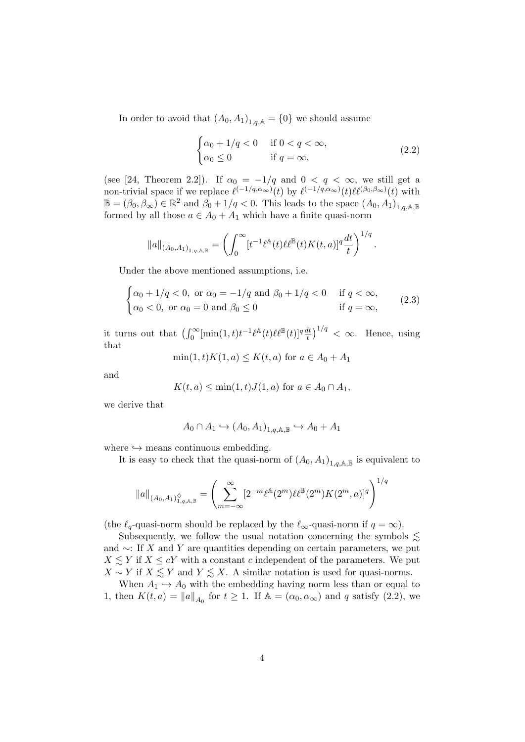In order to avoid that $(A_0, A_1)_{1,q,\mathbb{A}} = \{0\}$ we should assume

$$
\begin{cases} \alpha_0 + 1/q < 0 & \text{if } 0 < q < \infty, \\ \alpha_0 \leq 0 & \text{if } q = \infty, \end{cases} \tag{2.2}
$$

(see [24, Theorem 2.2]). If $\alpha_0 = -1/q$ and $0 < q < \infty$, we still get a non-trivial space if we replace $\ell^{(-1/q,\alpha_\infty)}(t)$ by $\ell^{(-1/q,\alpha_\infty)}(t)\ell\ell^{(\beta_0,\beta_\infty)}(t)$ with $\mathbb{B} = (\beta_0, \beta_\infty) \in \mathbb{R}^2$ and $\beta_0 + 1/q < 0$. This leads to the space $(A_0, A_1)_{1,q,\mathbb{A},\mathbb{B}}$ formed by all those $a \in A_0 + A_1$ which have a finite quasi-norm

$$
\|a\|_{(A_0,A_1)_{1,q,\mathbb{A},\mathbb{B}}} = \left( \int_0^\infty [t^{-1}\ell^{\mathbb{A}}(t)\ell\ell^{\mathbb{B}}(t)K(t,a)]^q \frac{dt}{t} \right)^{1/q}.
$$

Under the above mentioned assumptions, i.e.

$$
\begin{cases} \alpha_0 + 1/q < 0, \text{ or } \alpha_0 = -1/q \text{ and } \beta_0 + 1/q < 0 & \text{if } q < \infty, \\ \alpha_0 < 0, \text{ or } \alpha_0 = 0 \text{ and } \beta_0 \leq 0 & \text{if } q = \infty, \end{cases} \tag{2.3}
$$

it turns out that $\left(\int_0^\infty [\min(1,t)t^{-1}\ell^{\mathbb{A}}(t)\ell\ell^{\mathbb{B}}(t)]^q \frac{dt}{t}\right)^{1/q} < \infty$. Hence, using that

$$
\min(1,t)K(1,a) \leq K(t,a) \text{ for } a \in A_0 + A_1
$$

and

$$
K(t,a) \leq \min(1,t)J(1,a) \text{ for } a \in A_0 \cap A_1,
$$

we derive that

$$
A_0 \cap A_1 \hookrightarrow (A_0, A_1)_{1,q,\mathbb{A},\mathbb{B}} \hookrightarrow A_0 + A_1
$$

where $\hookrightarrow$ means continuous embedding.

It is easy to check that the quasi-norm of $(A_0, A_1)_{1,q,\mathbb{A},\mathbb{B}}$ is equivalent to

$$
\|a\|_{(A_0,A_1)^{\diamond}_{1,q,\mathbb{A},\mathbb{B}}} = \left( \sum_{m=-\infty}^{\infty} [2^{-m}\ell^{\mathbb{A}}(2^m)\ell\ell^{\mathbb{B}}(2^m)K(2^m,a)]^q \right)^{1/q}
$$

(the $\ell_q$-quasi-norm should be replaced by the $\ell_\infty$-quasi-norm if $q = \infty$).

Subsequently, we follow the usual notation concerning the symbols $\lesssim$ and $\sim$: If $X$ and $Y$ are quantities depending on certain parameters, we put $X \lesssim Y$ if $X \leq cY$ with a constant $c$ independent of the parameters. We put $X \sim Y$ if $X \lesssim Y$ and $Y \lesssim X$. A similar notation is used for quasi-norms.

When $A_1 \hookrightarrow A_0$ with the embedding having norm less than or equal to 1, then $K(t,a) = \|a\|_{A_0}$ for $t \geq 1$. If $\mathbb{A} = (\alpha_0, \alpha_\infty)$ and $q$ satisfy (2.2), we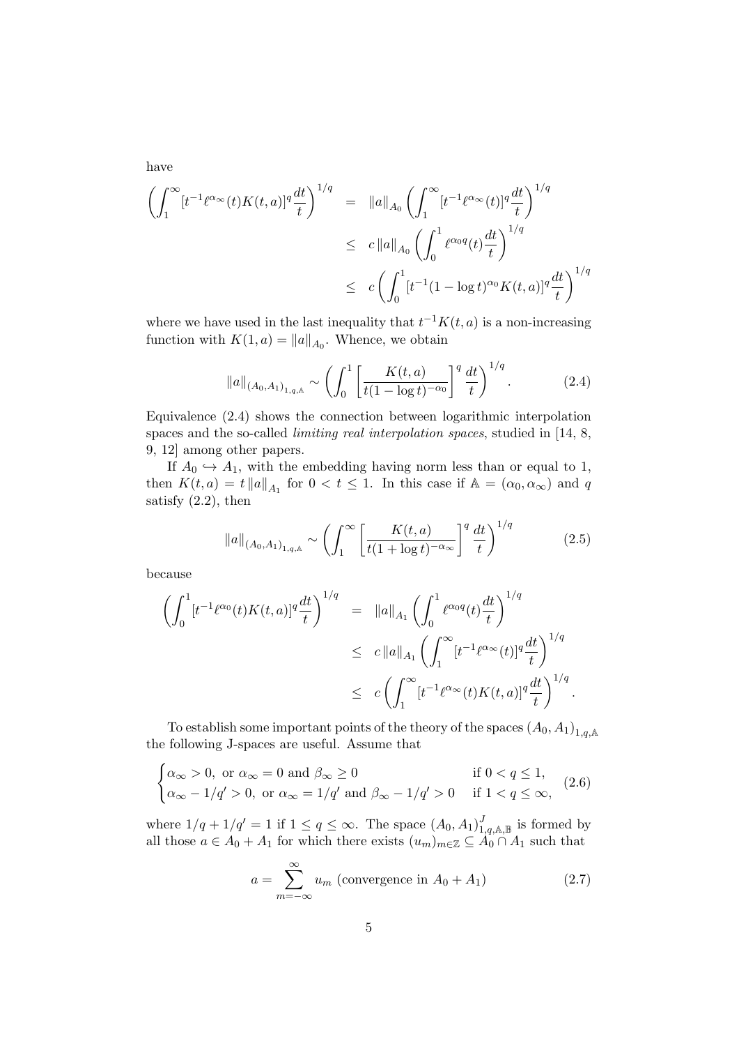have

$$
\begin{aligned}
\left(\int_1^\infty [t^{-1}\ell^{\alpha_\infty}(t)K(t,a)]^q \frac{dt}{t}\right)^{1/q} &= \|a\|_{A_0}\left(\int_1^\infty [t^{-1}\ell^{\alpha_\infty}(t)]^q \frac{dt}{t}\right)^{1/q} \\
&\leq c\,\|a\|_{A_0}\left(\int_0^1 \ell^{\alpha_0 q}(t)\frac{dt}{t}\right)^{1/q} \\
&\leq c\left(\int_0^1 [t^{-1}(1-\log t)^{\alpha_0}K(t,a)]^q \frac{dt}{t}\right)^{1/q}
\end{aligned}
$$

where we have used in the last inequality that $t^{-1}K(t,a)$ is a non-increasing function with $K(1,a) = \|a\|_{A_0}$. Whence, we obtain

$$
\|a\|_{(A_0,A_1)_{1,q,\mathbb{A}}} \sim \left(\int_0^1 \left[\frac{K(t,a)}{t(1-\log t)^{-\alpha_0}}\right]^q \frac{dt}{t}\right)^{1/q}. \tag{2.4}
$$

Equivalence (2.4) shows the connection between logarithmic interpolation spaces and the so-called *limiting real interpolation spaces*, studied in [14, 8, 9, 12] among other papers.

If $A_0 \hookrightarrow A_1$, with the embedding having norm less than or equal to 1, then $K(t,a) = t\,\|a\|_{A_1}$ for $0 < t \leq 1$. In this case if $\mathbb{A} = (\alpha_0, \alpha_\infty)$ and $q$ satisfy (2.2), then

$$
\|a\|_{(A_0,A_1)_{1,q,\mathbb{A}}} \sim \left(\int_1^\infty \left[\frac{K(t,a)}{t(1+\log t)^{-\alpha_\infty}}\right]^q \frac{dt}{t}\right)^{1/q} \tag{2.5}
$$

because

$$
\begin{aligned}
\left(\int_0^1 [t^{-1}\ell^{\alpha_0}(t)K(t,a)]^q \frac{dt}{t}\right)^{1/q} &= \|a\|_{A_1}\left(\int_0^1 \ell^{\alpha_0 q}(t)\frac{dt}{t}\right)^{1/q} \\
&\leq c\,\|a\|_{A_1}\left(\int_1^\infty [t^{-1}\ell^{\alpha_\infty}(t)]^q \frac{dt}{t}\right)^{1/q} \\
&\leq c\left(\int_1^\infty [t^{-1}\ell^{\alpha_\infty}(t)K(t,a)]^q \frac{dt}{t}\right)^{1/q}.
\end{aligned}
$$

To establish some important points of the theory of the spaces $(A_0, A_1)_{1,q,\mathbb{A}}$ the following J-spaces are useful. Assume that

$$
\begin{cases}
\alpha_\infty > 0, \text{ or } \alpha_\infty = 0 \text{ and } \beta_\infty \geq 0 & \text{if } 0 < q \leq 1, \\
\alpha_\infty - 1/q' > 0, \text{ or } \alpha_\infty = 1/q' \text{ and } \beta_\infty - 1/q' > 0 & \text{if } 1 < q \leq \infty,
\end{cases} \tag{2.6}
$$

where $1/q + 1/q' = 1$ if $1 \leq q \leq \infty$. The space $(A_0, A_1)^J_{1,q,\mathbb{A},\mathbb{B}}$ is formed by all those $a \in A_0 + A_1$ for which there exists $(u_m)_{m\in\mathbb{Z}} \subseteq A_0 \cap A_1$ such that

$$
a = \sum_{m=-\infty}^{\infty} u_m \text{ (convergence in } A_0 + A_1) \tag{2.7}
$$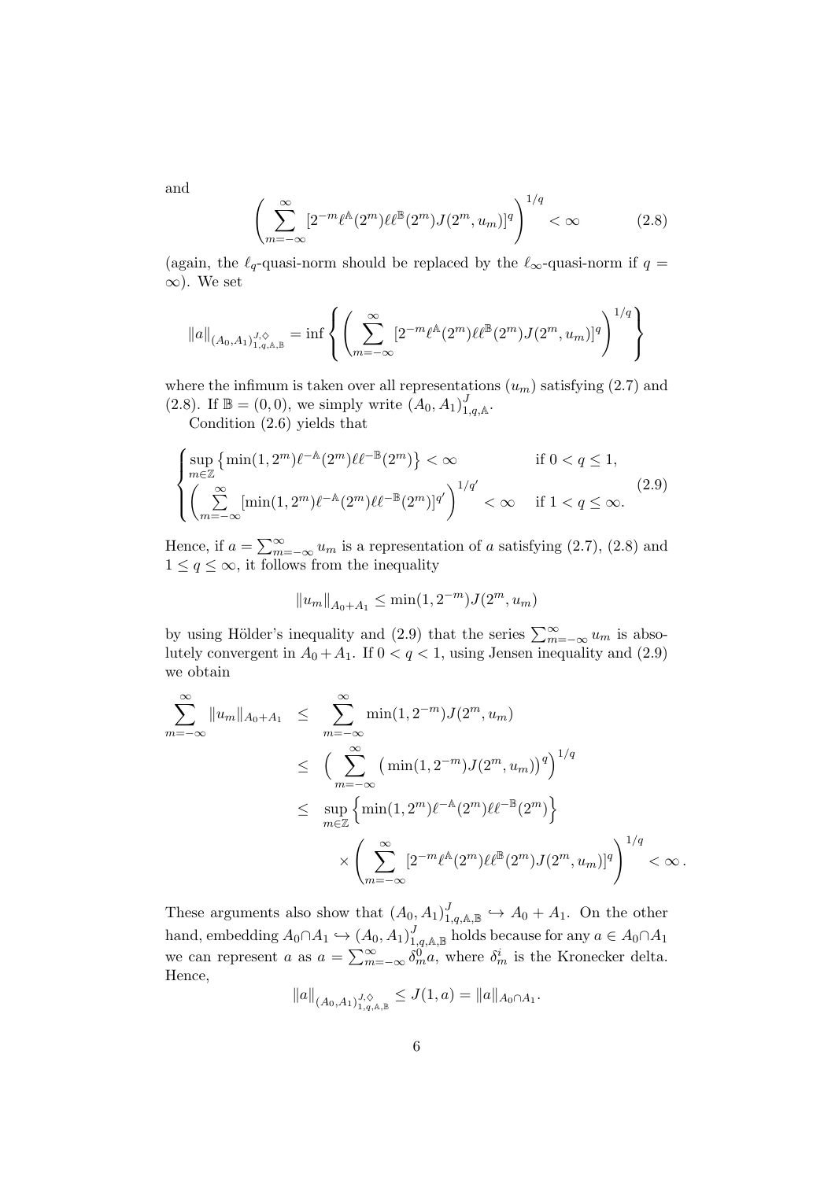and

$$\left( \sum_{m=-\infty}^{\infty} [2^{-m} \ell^{\mathbb{A}}(2^m) \ell\ell^{\mathbb{B}}(2^m) J(2^m, u_m)]^q \right)^{1/q} < \infty \tag{2.8}$$

(again, the $\ell_q$-quasi-norm should be replaced by the $\ell_\infty$-quasi-norm if $q = \infty$). We set

$$\|a\|_{(A_0,A_1)^{J,\diamond}_{1,q,\mathbb{A},\mathbb{B}}} = \inf \left\{ \left( \sum_{m=-\infty}^{\infty} [2^{-m} \ell^{\mathbb{A}}(2^m) \ell\ell^{\mathbb{B}}(2^m) J(2^m, u_m)]^q \right)^{1/q} \right\}$$

where the infimum is taken over all representations $(u_m)$ satisfying (2.7) and (2.8). If $\mathbb{B} = (0, 0)$, we simply write $(A_0, A_1)^J_{1,q,\mathbb{A}}$.

Condition (2.6) yields that

$$\begin{cases} \sup\limits_{m \in \mathbb{Z}} \left\{ \min(1, 2^m) \ell^{-\mathbb{A}}(2^m) \ell\ell^{-\mathbb{B}}(2^m) \right\} < \infty & \text{if } 0 < q \le 1, \\ \left( \sum\limits_{m=-\infty}^{\infty} [\min(1, 2^m) \ell^{-\mathbb{A}}(2^m) \ell\ell^{-\mathbb{B}}(2^m)]^{q'} \right)^{1/q'} < \infty & \text{if } 1 < q \le \infty. \end{cases} \tag{2.9}$$

Hence, if $a = \sum_{m=-\infty}^{\infty} u_m$ is a representation of $a$ satisfying (2.7), (2.8) and $1 \le q \le \infty$, it follows from the inequality

$$\|u_m\|_{A_0+A_1} \le \min(1, 2^{-m}) J(2^m, u_m)$$

by using Hölder's inequality and (2.9) that the series $\sum_{m=-\infty}^{\infty} u_m$ is absolutely convergent in $A_0 + A_1$. If $0 < q < 1$, using Jensen inequality and (2.9) we obtain

$$\begin{aligned} \sum_{m=-\infty}^{\infty} \|u_m\|_{A_0+A_1} &\le \sum_{m=-\infty}^{\infty} \min(1, 2^{-m}) J(2^m, u_m) \\ &\le \Big( \sum_{m=-\infty}^{\infty} \big( \min(1, 2^{-m}) J(2^m, u_m) \big)^q \Big)^{1/q} \\ &\le \sup_{m \in \mathbb{Z}} \Big\{ \min(1, 2^m) \ell^{-\mathbb{A}}(2^m) \ell\ell^{-\mathbb{B}}(2^m) \Big\} \\ &\quad \times \left( \sum_{m=-\infty}^{\infty} [2^{-m} \ell^{\mathbb{A}}(2^m) \ell\ell^{\mathbb{B}}(2^m) J(2^m, u_m)]^q \right)^{1/q} < \infty \,. \end{aligned}$$

These arguments also show that $(A_0, A_1)^J_{1,q,\mathbb{A},\mathbb{B}} \hookrightarrow A_0 + A_1$. On the other hand, embedding $A_0 \cap A_1 \hookrightarrow (A_0, A_1)^J_{1,q,\mathbb{A},\mathbb{B}}$ holds because for any $a \in A_0 \cap A_1$ we can represent $a$ as $a = \sum_{m=-\infty}^{\infty} \delta^0_m a$, where $\delta^i_m$ is the Kronecker delta. Hence,

$$\|a\|_{(A_0,A_1)^{J,\diamond}_{1,q,\mathbb{A},\mathbb{B}}} \le J(1, a) = \|a\|_{A_0 \cap A_1}.$$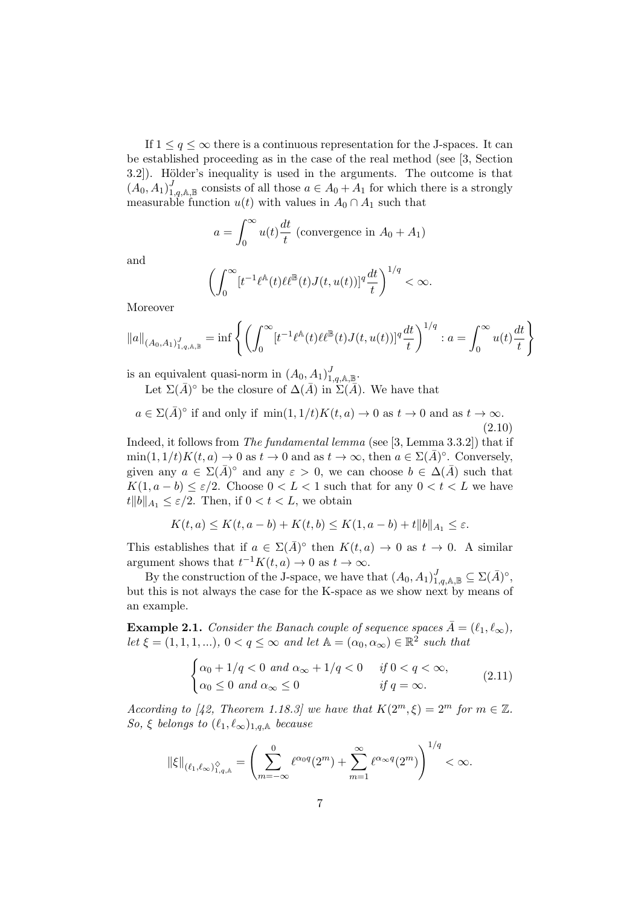If $1 \leq q \leq \infty$ there is a continuous representation for the J-spaces. It can be established proceeding as in the case of the real method (see [3, Section 3.2]). Hölder's inequality is used in the arguments. The outcome is that $(A_0, A_1)^J_{1,q,\mathbb{A},\mathbb{B}}$ consists of all those $a \in A_0 + A_1$ for which there is a strongly measurable function $u(t)$ with values in $A_0 \cap A_1$ such that

$$a = \int_0^\infty u(t) \frac{dt}{t} \text{ (convergence in } A_0 + A_1)$$

and

$$\left( \int_0^\infty [t^{-1} \ell^{\mathbb{A}}(t) \ell\ell^{\mathbb{B}}(t) J(t, u(t))]^q \frac{dt}{t} \right)^{1/q} < \infty.$$

Moreover

$$\|a\|_{(A_0,A_1)^J_{1,q,\mathbb{A},\mathbb{B}}} = \inf \left\{ \left( \int_0^\infty [t^{-1} \ell^{\mathbb{A}}(t) \ell\ell^{\mathbb{B}}(t) J(t, u(t))]^q \frac{dt}{t} \right)^{1/q} : a = \int_0^\infty u(t) \frac{dt}{t} \right\}$$

is an equivalent quasi-norm in $(A_0, A_1)^J_{1,q,\mathbb{A},\mathbb{B}}$.

Let $\Sigma(\bar{A})^\circ$ be the closure of $\Delta(\bar{A})$ in $\Sigma(\bar{A})$. We have that

$$a \in \Sigma(\bar{A})^\circ \text{ if and only if } \min(1, 1/t) K(t, a) \to 0 \text{ as } t \to 0 \text{ and as } t \to \infty. \tag{2.10}$$

Indeed, it follows from *The fundamental lemma* (see [3, Lemma 3.3.2]) that if $\min(1, 1/t)K(t, a) \to 0$ as $t \to 0$ and as $t \to \infty$, then $a \in \Sigma(\bar{A})^\circ$. Conversely, given any $a \in \Sigma(\bar{A})^\circ$ and any $\varepsilon > 0$, we can choose $b \in \Delta(\bar{A})$ such that $K(1, a - b) \leq \varepsilon/2$. Choose $0 < L < 1$ such that for any $0 < t < L$ we have $t\|b\|_{A_1} \leq \varepsilon/2$. Then, if $0 < t < L$, we obtain

$$K(t, a) \leq K(t, a - b) + K(t, b) \leq K(1, a - b) + t\|b\|_{A_1} \leq \varepsilon.$$

This establishes that if $a \in \Sigma(\bar{A})^\circ$ then $K(t, a) \to 0$ as $t \to 0$. A similar argument shows that $t^{-1}K(t, a) \to 0$ as $t \to \infty$.

By the construction of the J-space, we have that $(A_0, A_1)^J_{1,q,\mathbb{A},\mathbb{B}} \subseteq \Sigma(\bar{A})^\circ$, but this is not always the case for the K-space as we show next by means of an example.

**Example 2.1.** *Consider the Banach couple of sequence spaces $\bar{A} = (\ell_1, \ell_\infty)$, let $\xi = (1, 1, 1, ...)$, $0 < q \leq \infty$ and let $\mathbb{A} = (\alpha_0, \alpha_\infty) \in \mathbb{R}^2$ such that*

$$\begin{cases} \alpha_0 + 1/q < 0 \text{ and } \alpha_\infty + 1/q < 0 & \text{if } 0 < q < \infty, \\ \alpha_0 \leq 0 \text{ and } \alpha_\infty \leq 0 & \text{if } q = \infty. \end{cases} \tag{2.11}$$

*According to [42, Theorem 1.18.3] we have that $K(2^m, \xi) = 2^m$ for $m \in \mathbb{Z}$. So, $\xi$ belongs to $(\ell_1, \ell_\infty)_{1,q,\mathbb{A}}$ because*

$$\|\xi\|_{(\ell_1,\ell_\infty)^\diamond_{1,q,\mathbb{A}}} = \left( \sum_{m=-\infty}^{0} \ell^{\alpha_0 q}(2^m) + \sum_{m=1}^{\infty} \ell^{\alpha_\infty q}(2^m) \right)^{1/q} < \infty.$$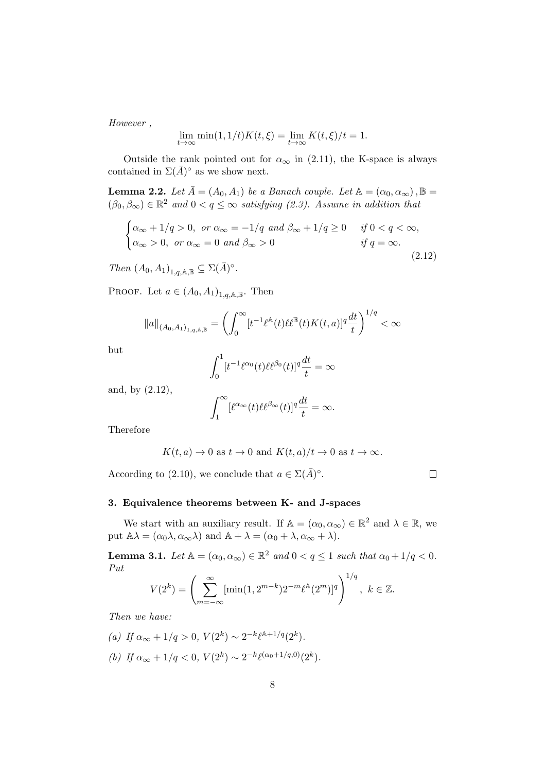*However* ,

$$\lim_{t\to\infty} \min(1, 1/t) K(t, \xi) = \lim_{t\to\infty} K(t, \xi)/t = 1.$$

Outside the rank pointed out for $\alpha_\infty$ in (2.11), the K-space is always contained in $\Sigma(\bar{A})^\circ$ as we show next.

**Lemma 2.2.** *Let $\bar{A} = (A_0, A_1)$ be a Banach couple. Let $\mathbb{A} = (\alpha_0, \alpha_\infty), \mathbb{B} = (\beta_0, \beta_\infty) \in \mathbb{R}^2$ and $0 < q \leq \infty$ satisfying (2.3). Assume in addition that*

$$\begin{cases} \alpha_\infty + 1/q > 0, \ \text{or } \alpha_\infty = -1/q \text{ and } \beta_\infty + 1/q \geq 0 & \text{if } 0 < q < \infty, \\ \alpha_\infty > 0, \ \text{or } \alpha_\infty = 0 \text{ and } \beta_\infty > 0 & \text{if } q = \infty. \end{cases} \tag{2.12}$$

*Then $(A_0, A_1)_{1,q,\mathbb{A},\mathbb{B}} \subseteq \Sigma(\bar{A})^\circ$.*

Proof. Let $a \in (A_0, A_1)_{1,q,\mathbb{A},\mathbb{B}}$. Then

$$\|a\|_{(A_0,A_1)_{1,q,\mathbb{A},\mathbb{B}}} = \left( \int_0^\infty [t^{-1} \ell^{\mathbb{A}}(t) \ell\ell^{\mathbb{B}}(t) K(t,a)]^q \frac{dt}{t} \right)^{1/q} < \infty$$

but

$$\int_0^1 [t^{-1} \ell^{\alpha_0}(t) \ell\ell^{\beta_0}(t)]^q \frac{dt}{t} = \infty$$

and, by (2.12),

$$\int_1^\infty [\ell^{\alpha_\infty}(t) \ell\ell^{\beta_\infty}(t)]^q \frac{dt}{t} = \infty.$$

Therefore

$$K(t,a) \to 0 \text{ as } t \to 0 \text{ and } K(t,a)/t \to 0 \text{ as } t \to \infty.$$

According to (2.10), we conclude that $a \in \Sigma(\bar{A})^\circ$. $\square$

### 3. Equivalence theorems between K- and J-spaces

We start with an auxiliary result. If $\mathbb{A} = (\alpha_0, \alpha_\infty) \in \mathbb{R}^2$ and $\lambda \in \mathbb{R}$, we put $\mathbb{A}\lambda = (\alpha_0 \lambda, \alpha_\infty \lambda)$ and $\mathbb{A} + \lambda = (\alpha_0 + \lambda, \alpha_\infty + \lambda)$.

**Lemma 3.1.** *Let $\mathbb{A} = (\alpha_0, \alpha_\infty) \in \mathbb{R}^2$ and $0 < q \leq 1$ such that $\alpha_0 + 1/q < 0$. Put*

$$V(2^k) = \left( \sum_{m=-\infty}^{\infty} [\min(1, 2^{m-k}) 2^{-m} \ell^{\mathbb{A}}(2^m)]^q \right)^{1/q}, \ k \in \mathbb{Z}.$$

*Then we have:*

*(a) If $\alpha_\infty + 1/q > 0$, $V(2^k) \sim 2^{-k} \ell^{\mathbb{A}+1/q}(2^k)$.*

*(b) If $\alpha_\infty + 1/q < 0$, $V(2^k) \sim 2^{-k} \ell^{(\alpha_0+1/q,0)}(2^k)$.*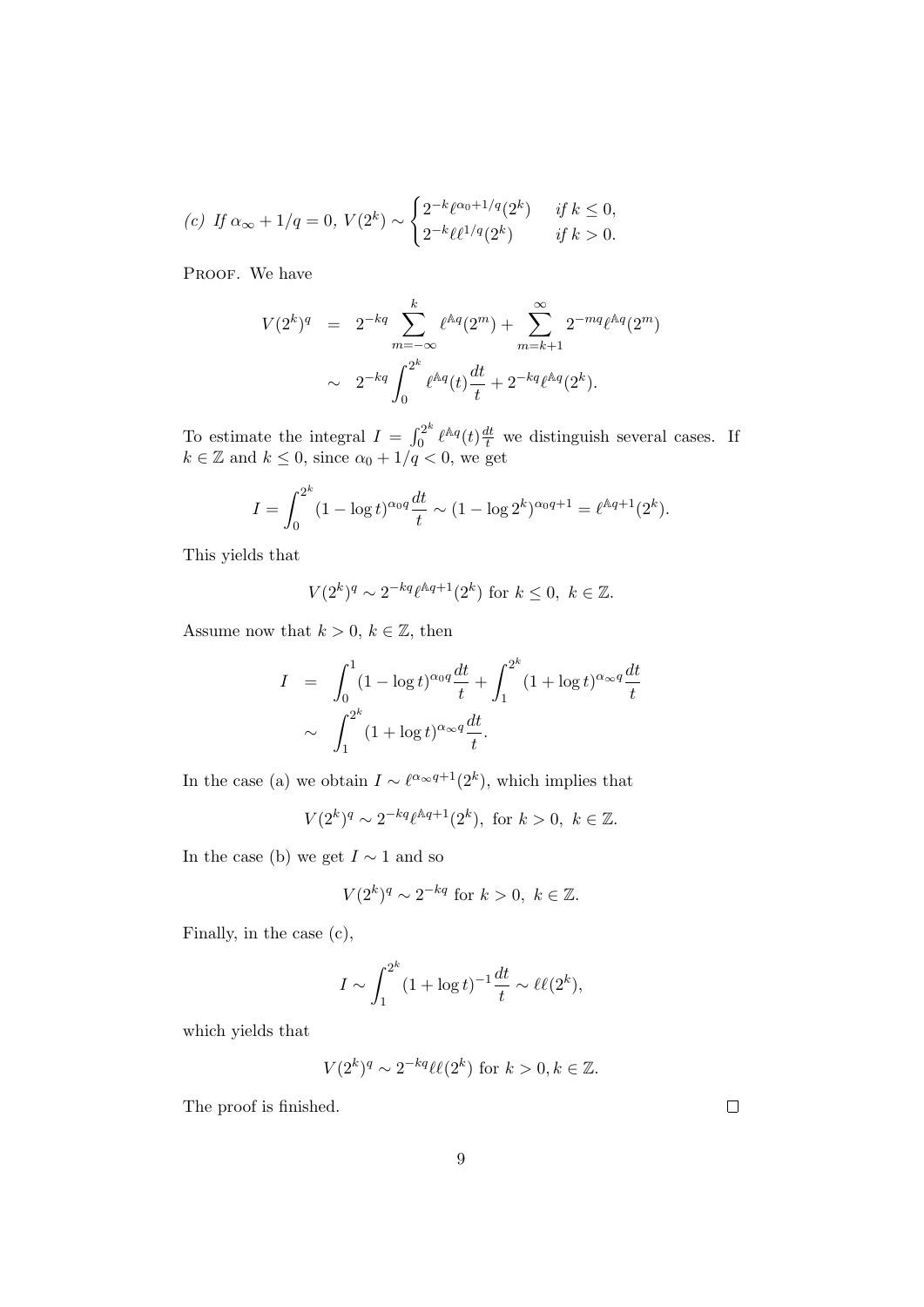*(c) If* $\alpha_\infty + 1/q = 0$, $V(2^k) \sim \begin{cases} 2^{-k}\ell^{\alpha_0+1/q}(2^k) & \text{if } k \le 0, \\ 2^{-k}\ell\ell^{1/q}(2^k) & \text{if } k > 0. \end{cases}$

Proof. We have

$$
\begin{aligned}
V(2^k)^q &= 2^{-kq}\sum_{m=-\infty}^{k}\ell^{\mathbb{A}q}(2^m) + \sum_{m=k+1}^{\infty} 2^{-mq}\ell^{\mathbb{A}q}(2^m) \\
&\sim 2^{-kq}\int_0^{2^k}\ell^{\mathbb{A}q}(t)\frac{dt}{t} + 2^{-kq}\ell^{\mathbb{A}q}(2^k).
\end{aligned}
$$

To estimate the integral $I = \int_0^{2^k}\ell^{\mathbb{A}q}(t)\frac{dt}{t}$ we distinguish several cases. If $k \in \mathbb{Z}$ and $k \le 0$, since $\alpha_0 + 1/q < 0$, we get

$$
I = \int_0^{2^k}(1-\log t)^{\alpha_0 q}\frac{dt}{t} \sim (1-\log 2^k)^{\alpha_0 q+1} = \ell^{\mathbb{A}q+1}(2^k).
$$

This yields that

$$
V(2^k)^q \sim 2^{-kq}\ell^{\mathbb{A}q+1}(2^k) \text{ for } k \le 0,\ k \in \mathbb{Z}.
$$

Assume now that $k > 0$, $k \in \mathbb{Z}$, then

$$
\begin{aligned}
I &= \int_0^1 (1-\log t)^{\alpha_0 q}\frac{dt}{t} + \int_1^{2^k}(1+\log t)^{\alpha_\infty q}\frac{dt}{t} \\
&\sim \int_1^{2^k}(1+\log t)^{\alpha_\infty q}\frac{dt}{t}.
\end{aligned}
$$

In the case (a) we obtain $I \sim \ell^{\alpha_\infty q+1}(2^k)$, which implies that

$$
V(2^k)^q \sim 2^{-kq}\ell^{\mathbb{A}q+1}(2^k), \text{ for } k > 0,\ k \in \mathbb{Z}.
$$

In the case (b) we get $I \sim 1$ and so

$$
V(2^k)^q \sim 2^{-kq} \text{ for } k > 0,\ k \in \mathbb{Z}.
$$

Finally, in the case (c),

$$
I \sim \int_1^{2^k}(1+\log t)^{-1}\frac{dt}{t} \sim \ell\ell(2^k),
$$

which yields that

$$
V(2^k)^q \sim 2^{-kq}\ell\ell(2^k) \text{ for } k > 0, k \in \mathbb{Z}.
$$

The proof is finished. $\square$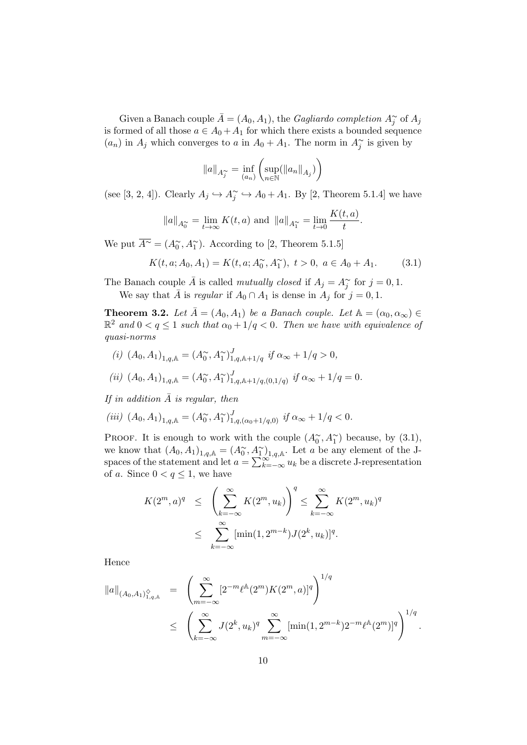Given a Banach couple $\bar{A} = (A_0, A_1)$, the *Gagliardo completion* $A_j^{\sim}$ of $A_j$ is formed of all those $a \in A_0 + A_1$ for which there exists a bounded sequence $(a_n)$ in $A_j$ which converges to $a$ in $A_0 + A_1$. The norm in $A_j^{\sim}$ is given by

$$\|a\|_{A_j^{\sim}} = \inf_{(a_n)} \left( \sup_{n \in \mathbb{N}} (\|a_n\|_{A_j}) \right)$$

(see [3, 2, 4]). Clearly $A_j \hookrightarrow A_j^{\sim} \hookrightarrow A_0 + A_1$. By [2, Theorem 5.1.4] we have

$$\|a\|_{A_0^{\sim}} = \lim_{t \to \infty} K(t, a) \text{ and } \|a\|_{A_1^{\sim}} = \lim_{t \to 0} \frac{K(t, a)}{t}.$$

We put $\overline{A^{\sim}} = (A_0^{\sim}, A_1^{\sim})$. According to [2, Theorem 5.1.5]

$$K(t, a; A_0, A_1) = K(t, a; A_0^{\sim}, A_1^{\sim}), \ t > 0, \ a \in A_0 + A_1. \tag{3.1}$$

The Banach couple $\bar{A}$ is called *mutually closed* if $A_j = A_j^{\sim}$ for $j = 0, 1$.

We say that $\bar{A}$ is *regular* if $A_0 \cap A_1$ is dense in $A_j$ for $j = 0, 1$.

**Theorem 3.2.** *Let $\bar{A} = (A_0, A_1)$ be a Banach couple. Let $\mathbb{A} = (\alpha_0, \alpha_\infty) \in \mathbb{R}^2$ and $0 < q \leq 1$ such that $\alpha_0 + 1/q < 0$. Then we have with equivalence of quasi-norms*

*(i)* $(A_0, A_1)_{1,q,\mathbb{A}} = (A_0^{\sim}, A_1^{\sim})^J_{1,q,\mathbb{A}+1/q}$ *if* $\alpha_\infty + 1/q > 0$,

*(ii)* $(A_0, A_1)_{1,q,\mathbb{A}} = (A_0^{\sim}, A_1^{\sim})^J_{1,q,\mathbb{A}+1/q,(0,1/q)}$ *if* $\alpha_\infty + 1/q = 0$.

*If in addition $\bar{A}$ is regular, then*

*(iii)* $(A_0, A_1)_{1,q,\mathbb{A}} = (A_0^{\sim}, A_1^{\sim})^J_{1,q,(\alpha_0+1/q,0)}$ *if* $\alpha_\infty + 1/q < 0$.

PROOF. It is enough to work with the couple $(A_0^{\sim}, A_1^{\sim})$ because, by (3.1), we know that $(A_0, A_1)_{1,q,\mathbb{A}} = (A_0^{\sim}, A_1^{\sim})_{1,q,\mathbb{A}}$. Let $a$ be any element of the J-spaces of the statement and let $a = \sum_{k=-\infty}^{\infty} u_k$ be a discrete J-representation of $a$. Since $0 < q \leq 1$, we have

$$\begin{aligned} K(2^m, a)^q &\leq \left( \sum_{k=-\infty}^{\infty} K(2^m, u_k) \right)^q \leq \sum_{k=-\infty}^{\infty} K(2^m, u_k)^q \\ &\leq \sum_{k=-\infty}^{\infty} [\min(1, 2^{m-k}) J(2^k, u_k)]^q. \end{aligned}$$

Hence

$$\begin{aligned} \|a\|_{(A_0,A_1)^{\diamond}_{1,q,\mathbb{A}}} &= \left( \sum_{m=-\infty}^{\infty} [2^{-m} \ell^{\mathbb{A}}(2^m) K(2^m, a)]^q \right)^{1/q} \\ &\leq \left( \sum_{k=-\infty}^{\infty} J(2^k, u_k)^q \sum_{m=-\infty}^{\infty} [\min(1, 2^{m-k}) 2^{-m} \ell^{\mathbb{A}}(2^m)]^q \right)^{1/q}. \end{aligned}$$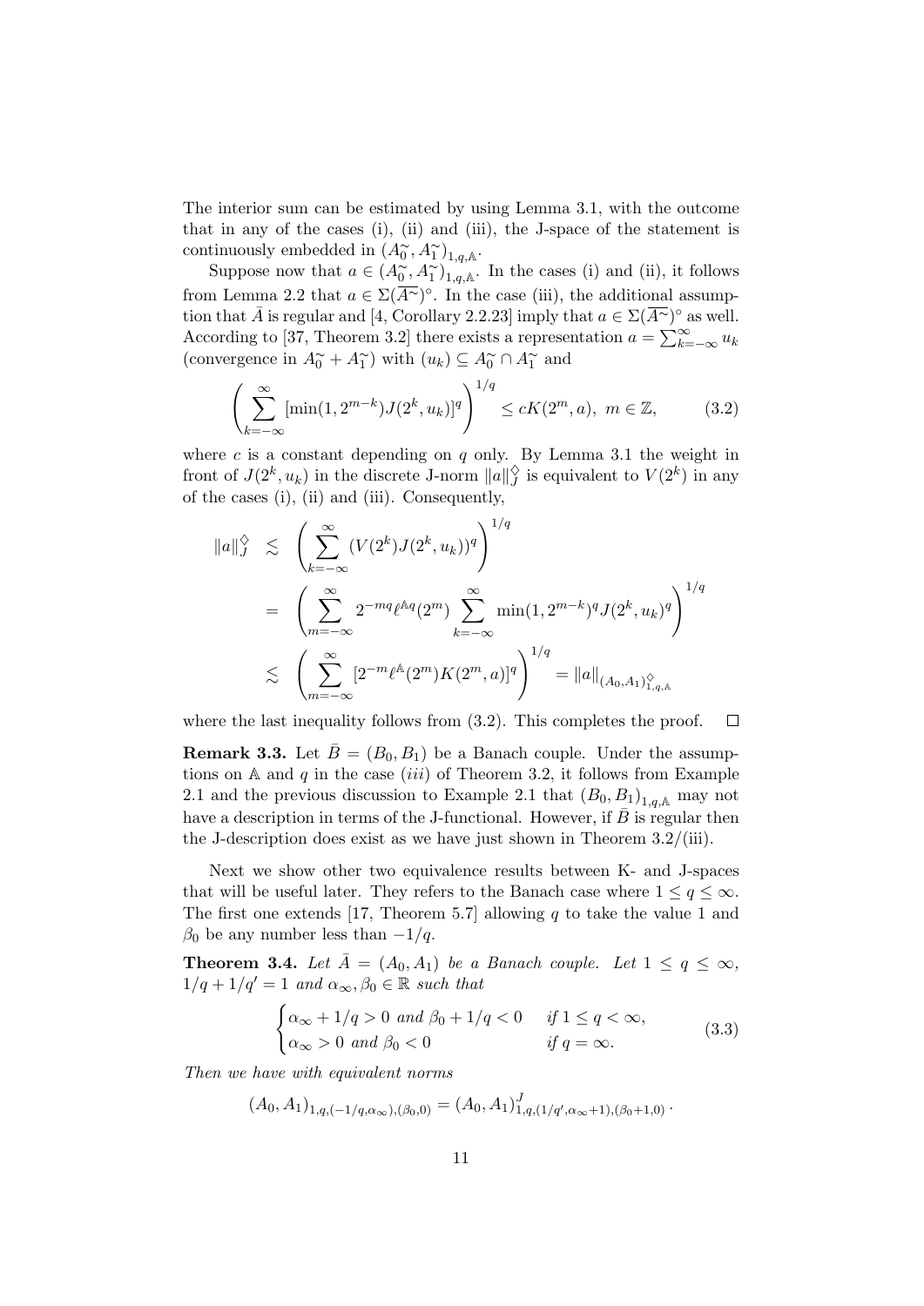The interior sum can be estimated by using Lemma 3.1, with the outcome that in any of the cases (i), (ii) and (iii), the J-space of the statement is continuously embedded in $(A_0^{\sim}, A_1^{\sim})_{1,q,\mathbb{A}}$.

Suppose now that $a \in (A_0^{\sim}, A_1^{\sim})_{1,q,\mathbb{A}}$. In the cases (i) and (ii), it follows from Lemma 2.2 that $a \in \Sigma(\overline{A^{\sim}})^{\circ}$. In the case (iii), the additional assumption that $\bar{A}$ is regular and [4, Corollary 2.2.23] imply that $a \in \Sigma(\overline{A^{\sim}})^{\circ}$ as well. According to [37, Theorem 3.2] there exists a representation $a = \sum_{k=-\infty}^{\infty} u_k$ (convergence in $A_0^{\sim} + A_1^{\sim}$) with $(u_k) \subseteq A_0^{\sim} \cap A_1^{\sim}$ and

$$\left( \sum_{k=-\infty}^{\infty} [\min(1, 2^{m-k}) J(2^k, u_k)]^q \right)^{1/q} \leq c K(2^m, a), \; m \in \mathbb{Z}, \tag{3.2}$$

where $c$ is a constant depending on $q$ only. By Lemma 3.1 the weight in front of $J(2^k, u_k)$ in the discrete J-norm $\|a\|_J^{\Diamond}$ is equivalent to $V(2^k)$ in any of the cases (i), (ii) and (iii). Consequently,

$$\begin{aligned}
\|a\|_J^{\Diamond} &\lesssim \left( \sum_{k=-\infty}^{\infty} (V(2^k) J(2^k, u_k))^q \right)^{1/q} \\
&= \left( \sum_{m=-\infty}^{\infty} 2^{-mq} \ell^{\mathbb{A}q}(2^m) \sum_{k=-\infty}^{\infty} \min(1, 2^{m-k})^q J(2^k, u_k)^q \right)^{1/q} \\
&\lesssim \left( \sum_{m=-\infty}^{\infty} [2^{-m} \ell^{\mathbb{A}}(2^m) K(2^m, a)]^q \right)^{1/q} = \|a\|_{(A_0, A_1)_{1,q,\mathbb{A}}^{\Diamond}}
\end{aligned}$$

where the last inequality follows from (3.2). This completes the proof. $\square$

**Remark 3.3.** Let $\bar{B} = (B_0, B_1)$ be a Banach couple. Under the assumptions on $\mathbb{A}$ and $q$ in the case $(iii)$ of Theorem 3.2, it follows from Example 2.1 and the previous discussion to Example 2.1 that $(B_0, B_1)_{1,q,\mathbb{A}}$ may not have a description in terms of the J-functional. However, if $\bar{B}$ is regular then the J-description does exist as we have just shown in Theorem 3.2/(iii).

Next we show other two equivalence results between K- and J-spaces that will be useful later. They refers to the Banach case where $1 \leq q \leq \infty$. The first one extends [17, Theorem 5.7] allowing $q$ to take the value 1 and $\beta_0$ be any number less than $-1/q$.

**Theorem 3.4.** *Let $\bar{A} = (A_0, A_1)$ be a Banach couple. Let $1 \leq q \leq \infty$, $1/q + 1/q' = 1$ and $\alpha_\infty, \beta_0 \in \mathbb{R}$ such that*

$$\begin{cases} \alpha_\infty + 1/q > 0 \text{ and } \beta_0 + 1/q < 0 & \text{if } 1 \leq q < \infty, \\ \alpha_\infty > 0 \text{ and } \beta_0 < 0 & \text{if } q = \infty. \end{cases} \tag{3.3}$$

*Then we have with equivalent norms*

$$(A_0, A_1)_{1,q,(-1/q,\alpha_\infty),(\beta_0,0)} = (A_0, A_1)^J_{1,q,(1/q',\alpha_\infty+1),(\beta_0+1,0)}.$$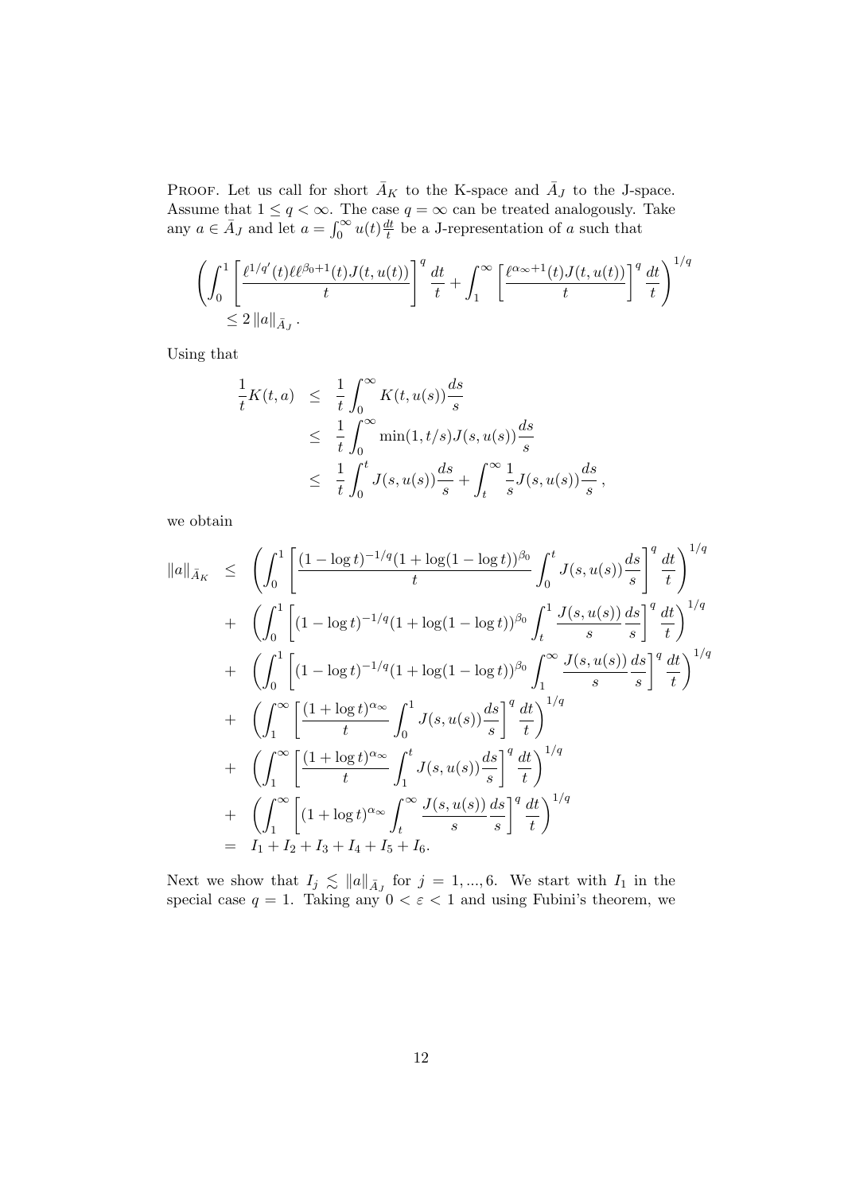PROOF. Let us call for short $\bar{A}_K$ to the K-space and $\bar{A}_J$ to the J-space. Assume that $1 \leq q < \infty$. The case $q = \infty$ can be treated analogously. Take any $a \in \bar{A}_J$ and let $a = \int_0^\infty u(t) \frac{dt}{t}$ be a J-representation of $a$ such that

$$\left( \int_0^1 \left[ \frac{\ell^{1/q'}(t)\ell\ell^{\beta_0+1}(t) J(t, u(t))}{t} \right]^q \frac{dt}{t} + \int_1^\infty \left[ \frac{\ell^{\alpha_\infty+1}(t) J(t, u(t))}{t} \right]^q \frac{dt}{t} \right)^{1/q} \\ \leq 2 \left\| a \right\|_{\bar{A}_J}.$$

Using that

$$\begin{aligned}
\frac{1}{t} K(t, a) &\leq \frac{1}{t} \int_0^\infty K(t, u(s)) \frac{ds}{s} \\
&\leq \frac{1}{t} \int_0^\infty \min(1, t/s) J(s, u(s)) \frac{ds}{s} \\
&\leq \frac{1}{t} \int_0^t J(s, u(s)) \frac{ds}{s} + \int_t^\infty \frac{1}{s} J(s, u(s)) \frac{ds}{s},
\end{aligned}$$

we obtain

$$\begin{aligned}
\|a\|_{\bar{A}_K} &\leq \left( \int_0^1 \left[ \frac{(1-\log t)^{-1/q}(1+\log(1-\log t))^{\beta_0}}{t} \int_0^t J(s, u(s)) \frac{ds}{s} \right]^q \frac{dt}{t} \right)^{1/q} \\
&+ \left( \int_0^1 \left[ (1-\log t)^{-1/q}(1+\log(1-\log t))^{\beta_0} \int_t^1 \frac{J(s, u(s))}{s} \frac{ds}{s} \right]^q \frac{dt}{t} \right)^{1/q} \\
&+ \left( \int_0^1 \left[ (1-\log t)^{-1/q}(1+\log(1-\log t))^{\beta_0} \int_1^\infty \frac{J(s, u(s))}{s} \frac{ds}{s} \right]^q \frac{dt}{t} \right)^{1/q} \\
&+ \left( \int_1^\infty \left[ \frac{(1+\log t)^{\alpha_\infty}}{t} \int_0^1 J(s, u(s)) \frac{ds}{s} \right]^q \frac{dt}{t} \right)^{1/q} \\
&+ \left( \int_1^\infty \left[ \frac{(1+\log t)^{\alpha_\infty}}{t} \int_1^t J(s, u(s)) \frac{ds}{s} \right]^q \frac{dt}{t} \right)^{1/q} \\
&+ \left( \int_1^\infty \left[ (1+\log t)^{\alpha_\infty} \int_t^\infty \frac{J(s, u(s))}{s} \frac{ds}{s} \right]^q \frac{dt}{t} \right)^{1/q} \\
&= I_1 + I_2 + I_3 + I_4 + I_5 + I_6.
\end{aligned}$$

Next we show that $I_j \lesssim \|a\|_{\bar{A}_J}$ for $j = 1, ..., 6$. We start with $I_1$ in the special case $q = 1$. Taking any $0 < \varepsilon < 1$ and using Fubini's theorem, we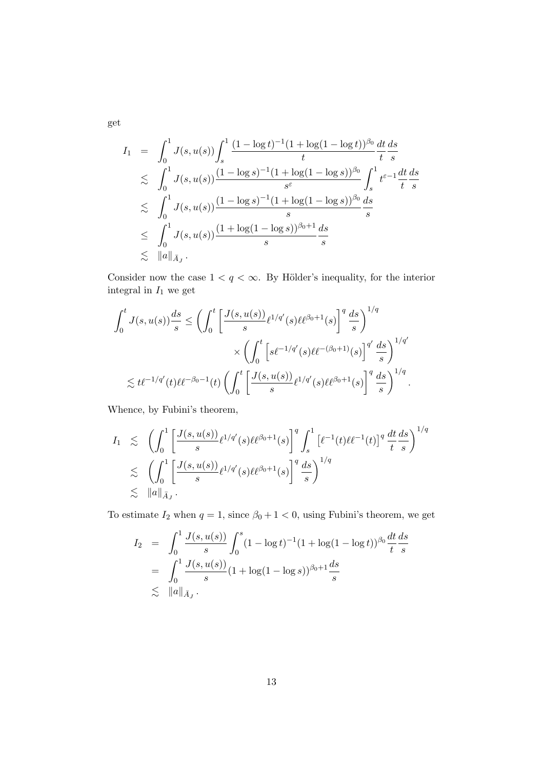get

$$
\begin{aligned}
I_1 &= \int_0^1 J(s,u(s)) \int_s^1 \frac{(1-\log t)^{-1}(1+\log(1-\log t))^{\beta_0}}{t} \frac{dt}{t} \frac{ds}{s} \\
&\lesssim \int_0^1 J(s,u(s)) \frac{(1-\log s)^{-1}(1+\log(1-\log s))^{\beta_0}}{s^{\varepsilon}} \int_s^1 t^{\varepsilon-1} \frac{dt}{t} \frac{ds}{s} \\
&\lesssim \int_0^1 J(s,u(s)) \frac{(1-\log s)^{-1}(1+\log(1-\log s))^{\beta_0}}{s} \frac{ds}{s} \\
&\leq \int_0^1 J(s,u(s)) \frac{(1+\log(1-\log s))^{\beta_0+1}}{s} \frac{ds}{s} \\
&\lesssim \|a\|_{\bar{A}_J}.
\end{aligned}
$$

Consider now the case $1 < q < \infty$. By Hölder's inequality, for the interior integral in $I_1$ we get

$$
\begin{aligned}
\int_0^t J(s,u(s)) \frac{ds}{s} &\leq \left( \int_0^t \left[ \frac{J(s,u(s))}{s} \ell^{1/q'}(s) \ell\ell^{\beta_0+1}(s) \right]^q \frac{ds}{s} \right)^{1/q} \\
&\qquad \times \left( \int_0^t \left[ s \ell^{-1/q'}(s) \ell\ell^{-(\beta_0+1)}(s) \right]^{q'} \frac{ds}{s} \right)^{1/q'} \\
&\lesssim t \ell^{-1/q'}(t) \ell\ell^{-\beta_0-1}(t) \left( \int_0^t \left[ \frac{J(s,u(s))}{s} \ell^{1/q'}(s) \ell\ell^{\beta_0+1}(s) \right]^q \frac{ds}{s} \right)^{1/q}.
\end{aligned}
$$

Whence, by Fubini's theorem,

$$
\begin{aligned}
I_1 &\lesssim \left( \int_0^1 \left[ \frac{J(s,u(s))}{s} \ell^{1/q'}(s) \ell\ell^{\beta_0+1}(s) \right]^q \int_s^1 \left[ \ell^{-1}(t) \ell\ell^{-1}(t) \right]^q \frac{dt}{t} \frac{ds}{s} \right)^{1/q} \\
&\lesssim \left( \int_0^1 \left[ \frac{J(s,u(s))}{s} \ell^{1/q'}(s) \ell\ell^{\beta_0+1}(s) \right]^q \frac{ds}{s} \right)^{1/q} \\
&\lesssim \|a\|_{\bar{A}_J}.
\end{aligned}
$$

To estimate $I_2$ when $q = 1$, since $\beta_0 + 1 < 0$, using Fubini's theorem, we get

$$
\begin{aligned}
I_2 &= \int_0^1 \frac{J(s,u(s))}{s} \int_0^s (1-\log t)^{-1}(1+\log(1-\log t))^{\beta_0} \frac{dt}{t} \frac{ds}{s} \\
&= \int_0^1 \frac{J(s,u(s))}{s} (1+\log(1-\log s))^{\beta_0+1} \frac{ds}{s} \\
&\lesssim \|a\|_{\bar{A}_J}.
\end{aligned}
$$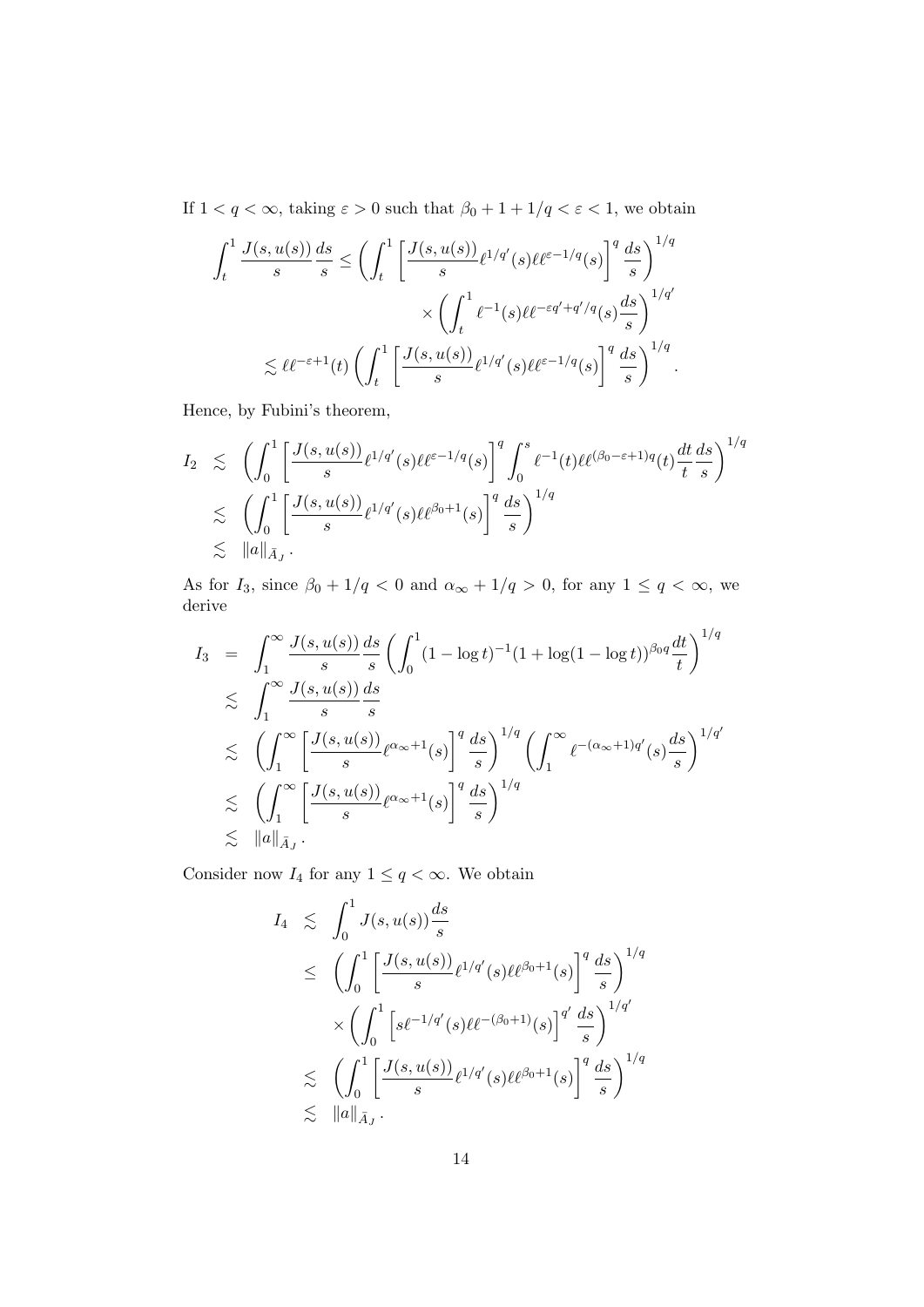If $1 < q < \infty$, taking $\varepsilon > 0$ such that $\beta_0 + 1 + 1/q < \varepsilon < 1$, we obtain

$$
\begin{aligned}
\int_t^1 \frac{J(s,u(s))}{s}\frac{ds}{s} &\leq \left(\int_t^1 \left[\frac{J(s,u(s))}{s}\ell^{1/q'}(s)\ell\ell^{\varepsilon-1/q}(s)\right]^q \frac{ds}{s}\right)^{1/q} \\
&\qquad \times \left(\int_t^1 \ell^{-1}(s)\ell\ell^{-\varepsilon q'+q'/q}(s)\frac{ds}{s}\right)^{1/q'} \\
&\lesssim \ell\ell^{-\varepsilon+1}(t)\left(\int_t^1 \left[\frac{J(s,u(s))}{s}\ell^{1/q'}(s)\ell\ell^{\varepsilon-1/q}(s)\right]^q \frac{ds}{s}\right)^{1/q}.
\end{aligned}
$$

Hence, by Fubini's theorem,

$$
\begin{aligned}
I_2 &\lesssim \left(\int_0^1 \left[\frac{J(s,u(s))}{s}\ell^{1/q'}(s)\ell\ell^{\varepsilon-1/q}(s)\right]^q \int_0^s \ell^{-1}(t)\ell\ell^{(\beta_0-\varepsilon+1)q}(t)\frac{dt}{t}\frac{ds}{s}\right)^{1/q} \\
&\lesssim \left(\int_0^1 \left[\frac{J(s,u(s))}{s}\ell^{1/q'}(s)\ell\ell^{\beta_0+1}(s)\right]^q \frac{ds}{s}\right)^{1/q} \\
&\lesssim \|a\|_{\bar{A}_J}.
\end{aligned}
$$

As for $I_3$, since $\beta_0 + 1/q < 0$ and $\alpha_\infty + 1/q > 0$, for any $1 \leq q < \infty$, we derive

$$
\begin{aligned}
I_3 &= \int_1^\infty \frac{J(s,u(s))}{s}\frac{ds}{s}\left(\int_0^1 (1-\log t)^{-1}(1+\log(1-\log t))^{\beta_0 q}\frac{dt}{t}\right)^{1/q} \\
&\lesssim \int_1^\infty \frac{J(s,u(s))}{s}\frac{ds}{s} \\
&\lesssim \left(\int_1^\infty \left[\frac{J(s,u(s))}{s}\ell^{\alpha_\infty+1}(s)\right]^q \frac{ds}{s}\right)^{1/q}\left(\int_1^\infty \ell^{-(\alpha_\infty+1)q'}(s)\frac{ds}{s}\right)^{1/q'} \\
&\lesssim \left(\int_1^\infty \left[\frac{J(s,u(s))}{s}\ell^{\alpha_\infty+1}(s)\right]^q \frac{ds}{s}\right)^{1/q} \\
&\lesssim \|a\|_{\bar{A}_J}.
\end{aligned}
$$

Consider now $I_4$ for any $1 \leq q < \infty$. We obtain

$$
\begin{aligned}
I_4 &\lesssim \int_0^1 J(s,u(s))\frac{ds}{s} \\
&\leq \left(\int_0^1 \left[\frac{J(s,u(s))}{s}\ell^{1/q'}(s)\ell\ell^{\beta_0+1}(s)\right]^q \frac{ds}{s}\right)^{1/q} \\
&\qquad \times \left(\int_0^1 \left[s\ell^{-1/q'}(s)\ell\ell^{-(\beta_0+1)}(s)\right]^{q'}\frac{ds}{s}\right)^{1/q'} \\
&\lesssim \left(\int_0^1 \left[\frac{J(s,u(s))}{s}\ell^{1/q'}(s)\ell\ell^{\beta_0+1}(s)\right]^q \frac{ds}{s}\right)^{1/q} \\
&\lesssim \|a\|_{\bar{A}_J}.
\end{aligned}
$$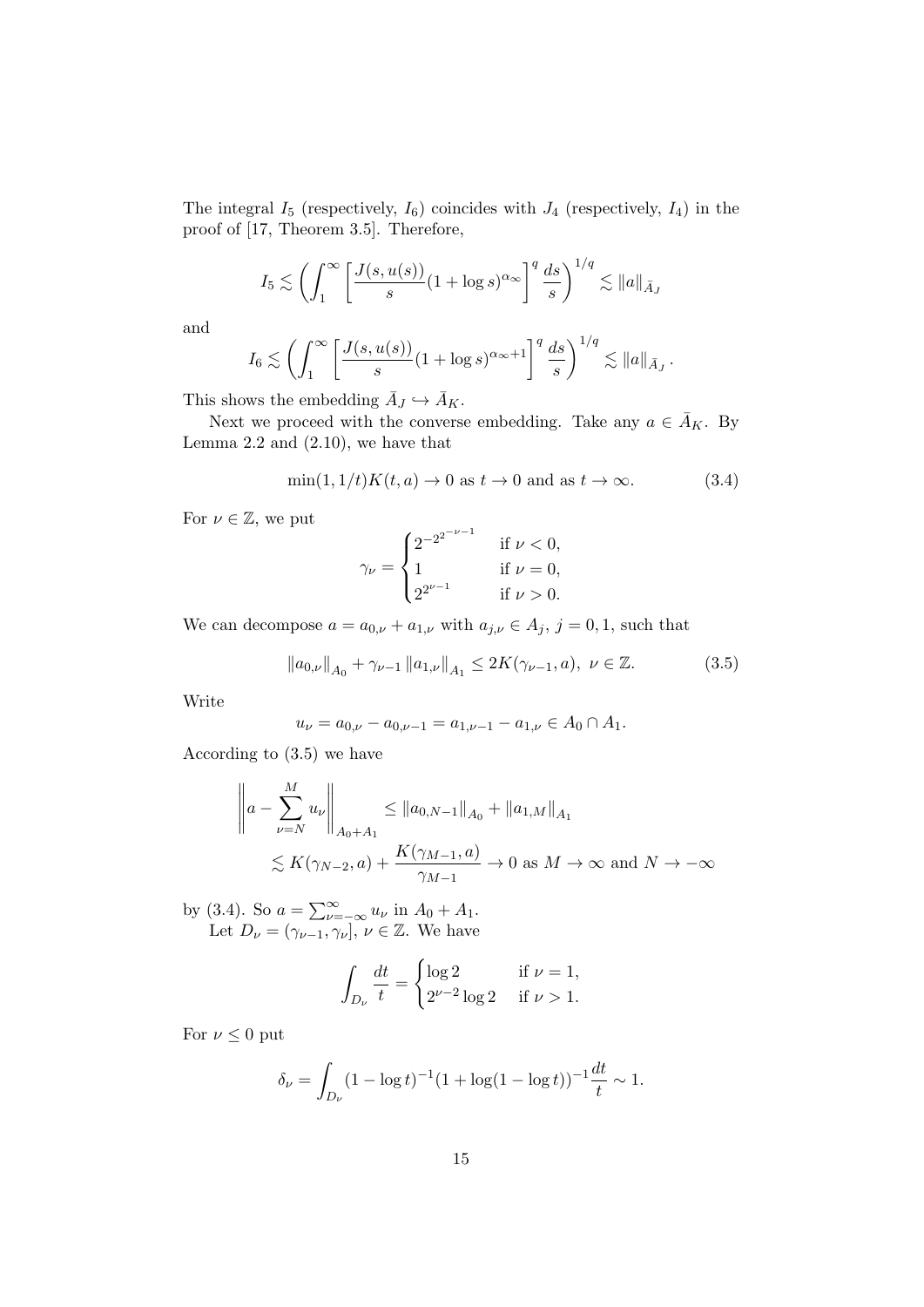The integral $I_5$ (respectively, $I_6$) coincides with $J_4$ (respectively, $I_4$) in the proof of [17, Theorem 3.5]. Therefore,

$$I_5 \lesssim \left( \int_1^\infty \left[ \frac{J(s,u(s))}{s} (1+\log s)^{\alpha_\infty} \right]^q \frac{ds}{s} \right)^{1/q} \lesssim \|a\|_{\bar{A}_J}$$

and

$$I_6 \lesssim \left( \int_1^\infty \left[ \frac{J(s,u(s))}{s} (1+\log s)^{\alpha_\infty+1} \right]^q \frac{ds}{s} \right)^{1/q} \lesssim \|a\|_{\bar{A}_J}.$$

This shows the embedding $\bar{A}_J \hookrightarrow \bar{A}_K$.

Next we proceed with the converse embedding. Take any $a \in \bar{A}_K$. By Lemma 2.2 and (2.10), we have that

$$\min(1, 1/t) K(t,a) \to 0 \text{ as } t \to 0 \text{ and as } t \to \infty. \tag{3.4}$$

For $\nu \in \mathbb{Z}$, we put

$$\gamma_\nu = \begin{cases} 2^{-2^{2^{-\nu-1}}} & \text{if } \nu < 0, \\ 1 & \text{if } \nu = 0, \\ 2^{2^{\nu-1}} & \text{if } \nu > 0. \end{cases}$$

We can decompose $a = a_{0,\nu} + a_{1,\nu}$ with $a_{j,\nu} \in A_j$, $j = 0,1$, such that

$$\|a_{0,\nu}\|_{A_0} + \gamma_{\nu-1} \|a_{1,\nu}\|_{A_1} \le 2K(\gamma_{\nu-1}, a), \ \nu \in \mathbb{Z}. \tag{3.5}$$

Write

$$u_\nu = a_{0,\nu} - a_{0,\nu-1} = a_{1,\nu-1} - a_{1,\nu} \in A_0 \cap A_1.$$

According to (3.5) we have

$$\begin{aligned} \left\| a - \sum_{\nu=N}^{M} u_\nu \right\|_{A_0+A_1} &\le \|a_{0,N-1}\|_{A_0} + \|a_{1,M}\|_{A_1} \\ &\lesssim K(\gamma_{N-2}, a) + \frac{K(\gamma_{M-1}, a)}{\gamma_{M-1}} \to 0 \text{ as } M \to \infty \text{ and } N \to -\infty \end{aligned}$$

by (3.4). So $a = \sum_{\nu=-\infty}^{\infty} u_\nu$ in $A_0 + A_1$.

Let $D_\nu = (\gamma_{\nu-1}, \gamma_\nu]$, $\nu \in \mathbb{Z}$. We have

$$\int_{D_\nu} \frac{dt}{t} = \begin{cases} \log 2 & \text{if } \nu = 1, \\ 2^{\nu-2} \log 2 & \text{if } \nu > 1. \end{cases}$$

For $\nu \le 0$ put

$$\delta_\nu = \int_{D_\nu} (1 - \log t)^{-1} (1 + \log(1 - \log t))^{-1} \frac{dt}{t} \sim 1.$$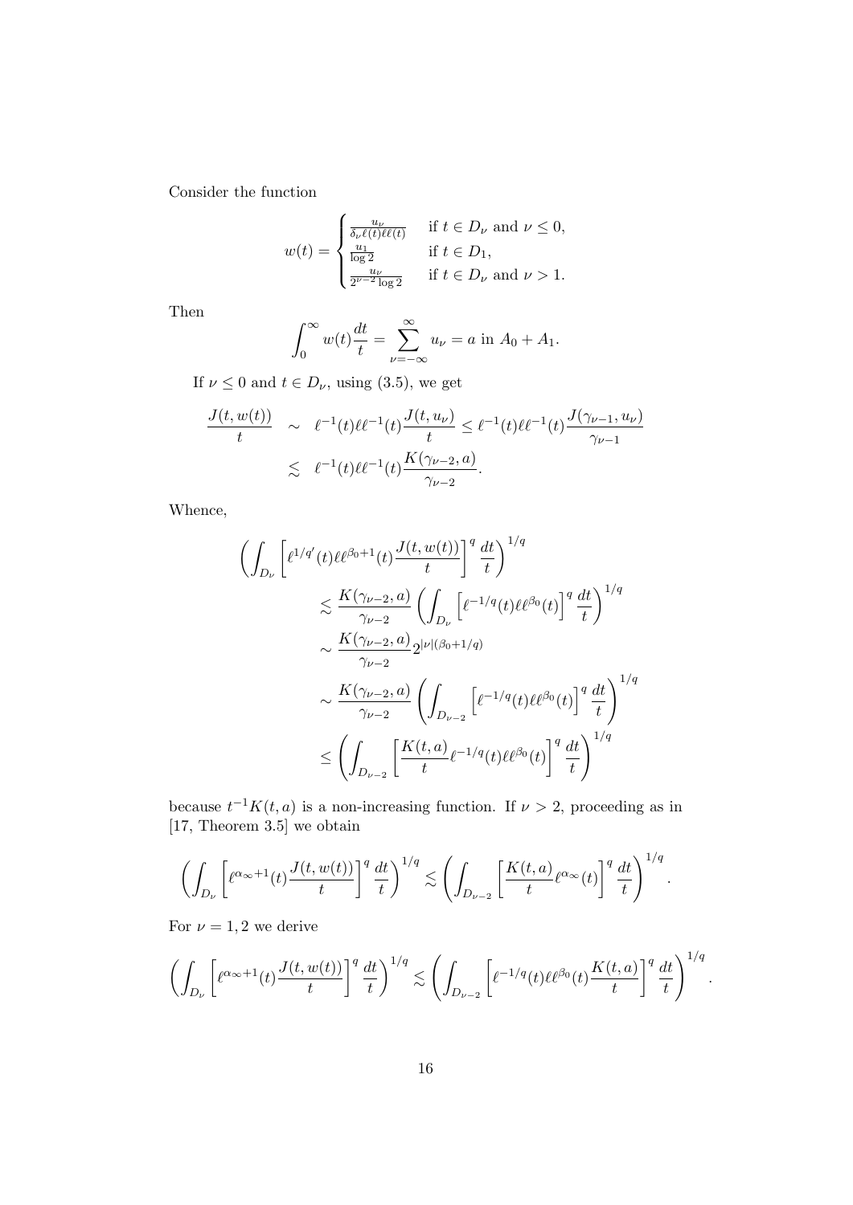Consider the function

$$w(t) = \begin{cases} \frac{u_\nu}{\delta_\nu \ell(t)\ell\ell(t)} & \text{if } t \in D_\nu \text{ and } \nu \leq 0, \\ \frac{u_1}{\log 2} & \text{if } t \in D_1, \\ \frac{u_\nu}{2^{\nu-2}\log 2} & \text{if } t \in D_\nu \text{ and } \nu > 1. \end{cases}$$

Then

$$\int_0^\infty w(t)\frac{dt}{t} = \sum_{\nu=-\infty}^{\infty} u_\nu = a \text{ in } A_0 + A_1.$$

If $\nu \leq 0$ and $t \in D_\nu$, using (3.5), we get

$$\begin{aligned} \frac{J(t, w(t))}{t} &\sim \ell^{-1}(t)\ell\ell^{-1}(t)\frac{J(t, u_\nu)}{t} \leq \ell^{-1}(t)\ell\ell^{-1}(t)\frac{J(\gamma_{\nu-1}, u_\nu)}{\gamma_{\nu-1}} \\ &\lesssim \ell^{-1}(t)\ell\ell^{-1}(t)\frac{K(\gamma_{\nu-2}, a)}{\gamma_{\nu-2}}. \end{aligned}$$

Whence,

$$\begin{aligned} &\left(\int_{D_\nu}\left[\ell^{1/q'}(t)\ell\ell^{\beta_0+1}(t)\frac{J(t,w(t))}{t}\right]^q\frac{dt}{t}\right)^{1/q} \\ &\qquad\lesssim \frac{K(\gamma_{\nu-2},a)}{\gamma_{\nu-2}}\left(\int_{D_\nu}\left[\ell^{-1/q}(t)\ell\ell^{\beta_0}(t)\right]^q\frac{dt}{t}\right)^{1/q} \\ &\qquad\sim \frac{K(\gamma_{\nu-2},a)}{\gamma_{\nu-2}}2^{|\nu|(\beta_0+1/q)} \\ &\qquad\sim \frac{K(\gamma_{\nu-2},a)}{\gamma_{\nu-2}}\left(\int_{D_{\nu-2}}\left[\ell^{-1/q}(t)\ell\ell^{\beta_0}(t)\right]^q\frac{dt}{t}\right)^{1/q} \\ &\qquad\leq \left(\int_{D_{\nu-2}}\left[\frac{K(t,a)}{t}\ell^{-1/q}(t)\ell\ell^{\beta_0}(t)\right]^q\frac{dt}{t}\right)^{1/q} \end{aligned}$$

because $t^{-1}K(t,a)$ is a non-increasing function. If $\nu > 2$, proceeding as in [17, Theorem 3.5] we obtain

$$\left(\int_{D_\nu}\left[\ell^{\alpha_\infty+1}(t)\frac{J(t,w(t))}{t}\right]^q\frac{dt}{t}\right)^{1/q} \lesssim \left(\int_{D_{\nu-2}}\left[\frac{K(t,a)}{t}\ell^{\alpha_\infty}(t)\right]^q\frac{dt}{t}\right)^{1/q}.$$

For $\nu = 1, 2$ we derive

$$\left(\int_{D_\nu}\left[\ell^{\alpha_\infty+1}(t)\frac{J(t,w(t))}{t}\right]^q\frac{dt}{t}\right)^{1/q} \lesssim \left(\int_{D_{\nu-2}}\left[\ell^{-1/q}(t)\ell\ell^{\beta_0}(t)\frac{K(t,a)}{t}\right]^q\frac{dt}{t}\right)^{1/q}.$$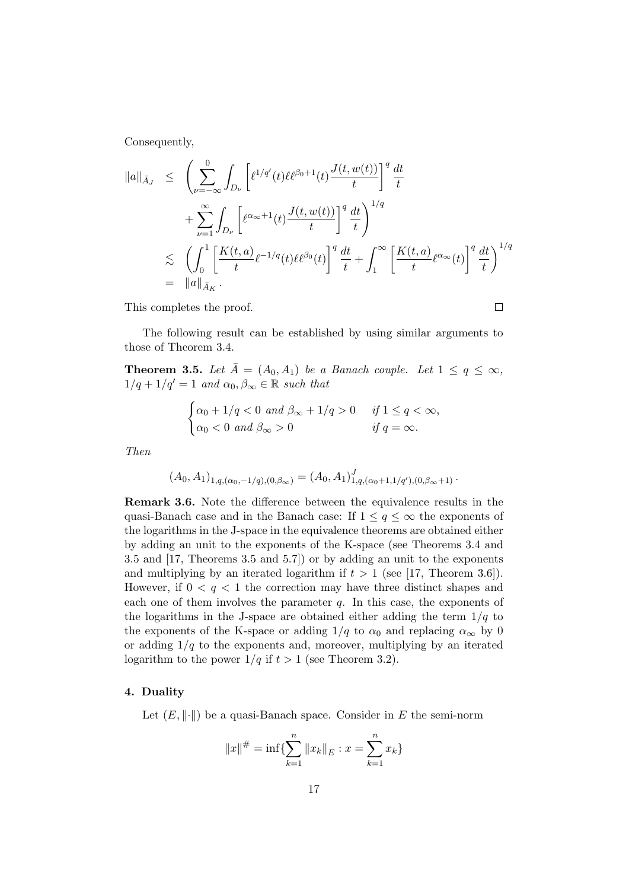Consequently,

$$
\begin{aligned}
\|a\|_{\bar{A}_J} \quad &\leq \quad \left( \sum_{\nu=-\infty}^{0} \int_{D_\nu} \left[ \ell^{1/q'}(t) \ell\ell^{\beta_0+1}(t) \frac{J(t, w(t))}{t} \right]^q \frac{dt}{t} \right. \\
&\quad \left. + \sum_{\nu=1}^{\infty} \int_{D_\nu} \left[ \ell^{\alpha_\infty+1}(t) \frac{J(t, w(t))}{t} \right]^q \frac{dt}{t} \right)^{1/q} \\
&\lesssim \quad \left( \int_0^1 \left[ \frac{K(t,a)}{t} \ell^{-1/q}(t) \ell\ell^{\beta_0}(t) \right]^q \frac{dt}{t} + \int_1^\infty \left[ \frac{K(t,a)}{t} \ell^{\alpha_\infty}(t) \right]^q \frac{dt}{t} \right)^{1/q} \\
&= \quad \|a\|_{\bar{A}_K} .
\end{aligned}
$$

This completes the proof. $\square$

The following result can be established by using similar arguments to those of Theorem 3.4.

**Theorem 3.5.** *Let $\bar{A} = (A_0, A_1)$ be a Banach couple. Let $1 \leq q \leq \infty$, $1/q + 1/q' = 1$ and $\alpha_0, \beta_\infty \in \mathbb{R}$ such that*

$$
\begin{cases}
\alpha_0 + 1/q < 0 \text{ and } \beta_\infty + 1/q > 0 & \text{if } 1 \leq q < \infty, \\
\alpha_0 < 0 \text{ and } \beta_\infty > 0 & \text{if } q = \infty.
\end{cases}
$$

*Then*

$$
(A_0, A_1)_{1,q,(\alpha_0,-1/q),(0,\beta_\infty)} = (A_0, A_1)^J_{1,q,(\alpha_0+1,1/q'),(0,\beta_\infty+1)} .
$$

**Remark 3.6.** Note the difference between the equivalence results in the quasi-Banach case and in the Banach case: If $1 \leq q \leq \infty$ the exponents of the logarithms in the J-space in the equivalence theorems are obtained either by adding an unit to the exponents of the K-space (see Theorems 3.4 and 3.5 and [17, Theorems 3.5 and 5.7]) or by adding an unit to the exponents and multiplying by an iterated logarithm if $t > 1$ (see [17, Theorem 3.6]). However, if $0 < q < 1$ the correction may have three distinct shapes and each one of them involves the parameter $q$. In this case, the exponents of the logarithms in the J-space are obtained either adding the term $1/q$ to the exponents of the K-space or adding $1/q$ to $\alpha_0$ and replacing $\alpha_\infty$ by 0 or adding $1/q$ to the exponents and, moreover, multiplying by an iterated logarithm to the power $1/q$ if $t > 1$ (see Theorem 3.2).

## 4. Duality

Let $(E, \|\cdot\|)$ be a quasi-Banach space. Consider in $E$ the semi-norm

$$
\|x\|^\# = \inf\{\sum_{k=1}^{n} \|x_k\|_E : x = \sum_{k=1}^{n} x_k\}
$$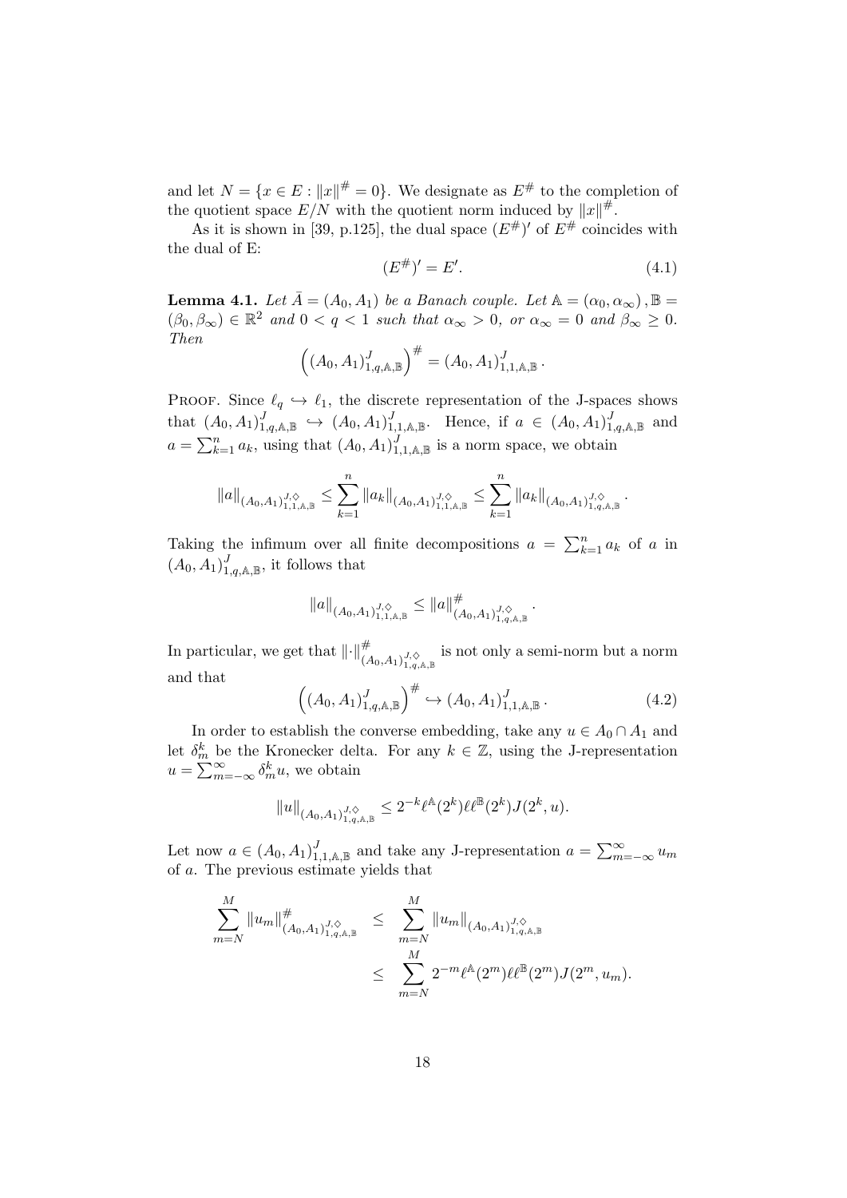and let $N = \{x \in E : \|x\|^{\#} = 0\}$. We designate as $E^{\#}$ to the completion of the quotient space $E/N$ with the quotient norm induced by $\|x\|^{\#}$.

As it is shown in [39, p.125], the dual space $(E^{\#})'$ of $E^{\#}$ coincides with the dual of E:

$$(E^{\#})' = E'. \tag{4.1}$$

**Lemma 4.1.** *Let $\bar{A} = (A_0, A_1)$ be a Banach couple. Let $\mathbb{A} = (\alpha_0, \alpha_\infty), \mathbb{B} = (\beta_0, \beta_\infty) \in \mathbb{R}^2$ and $0 < q < 1$ such that $\alpha_\infty > 0$, or $\alpha_\infty = 0$ and $\beta_\infty \geq 0$. Then*

$$\left((A_0, A_1)^J_{1,q,\mathbb{A},\mathbb{B}}\right)^{\#} = (A_0, A_1)^J_{1,1,\mathbb{A},\mathbb{B}}.$$

Proof. Since $\ell_q \hookrightarrow \ell_1$, the discrete representation of the J-spaces shows that $(A_0, A_1)^J_{1,q,\mathbb{A},\mathbb{B}} \hookrightarrow (A_0, A_1)^J_{1,1,\mathbb{A},\mathbb{B}}$. Hence, if $a \in (A_0, A_1)^J_{1,q,\mathbb{A},\mathbb{B}}$ and $a = \sum_{k=1}^n a_k$, using that $(A_0, A_1)^J_{1,1,\mathbb{A},\mathbb{B}}$ is a norm space, we obtain

$$\|a\|_{(A_0,A_1)^{J,\diamond}_{1,1,\mathbb{A},\mathbb{B}}} \leq \sum_{k=1}^n \|a_k\|_{(A_0,A_1)^{J,\diamond}_{1,1,\mathbb{A},\mathbb{B}}} \leq \sum_{k=1}^n \|a_k\|_{(A_0,A_1)^{J,\diamond}_{1,q,\mathbb{A},\mathbb{B}}}.$$

Taking the infimum over all finite decompositions $a = \sum_{k=1}^n a_k$ of $a$ in $(A_0, A_1)^J_{1,q,\mathbb{A},\mathbb{B}}$, it follows that

$$\|a\|_{(A_0,A_1)^{J,\diamond}_{1,1,\mathbb{A},\mathbb{B}}} \leq \|a\|^{\#}_{(A_0,A_1)^{J,\diamond}_{1,q,\mathbb{A},\mathbb{B}}}.$$

In particular, we get that $\|\cdot\|^{\#}_{(A_0,A_1)^{J,\diamond}_{1,q,\mathbb{A},\mathbb{B}}}$ is not only a semi-norm but a norm and that

$$\left((A_0, A_1)^J_{1,q,\mathbb{A},\mathbb{B}}\right)^{\#} \hookrightarrow (A_0, A_1)^J_{1,1,\mathbb{A},\mathbb{B}}. \tag{4.2}$$

In order to establish the converse embedding, take any $u \in A_0 \cap A_1$ and let $\delta^k_m$ be the Kronecker delta. For any $k \in \mathbb{Z}$, using the J-representation $u = \sum_{m=-\infty}^{\infty} \delta^k_m u$, we obtain

$$\|u\|_{(A_0,A_1)^{J,\diamond}_{1,q,\mathbb{A},\mathbb{B}}} \leq 2^{-k} \ell^{\mathbb{A}}(2^k) \ell\ell^{\mathbb{B}}(2^k) J(2^k, u).$$

Let now $a \in (A_0, A_1)^J_{1,1,\mathbb{A},\mathbb{B}}$ and take any J-representation $a = \sum_{m=-\infty}^{\infty} u_m$ of $a$. The previous estimate yields that

$$\begin{aligned}
\sum_{m=N}^{M} \|u_m\|^{\#}_{(A_0,A_1)^{J,\diamond}_{1,q,\mathbb{A},\mathbb{B}}} &\leq \sum_{m=N}^{M} \|u_m\|_{(A_0,A_1)^{J,\diamond}_{1,q,\mathbb{A},\mathbb{B}}} \\
&\leq \sum_{m=N}^{M} 2^{-m} \ell^{\mathbb{A}}(2^m) \ell\ell^{\mathbb{B}}(2^m) J(2^m, u_m).
\end{aligned}$$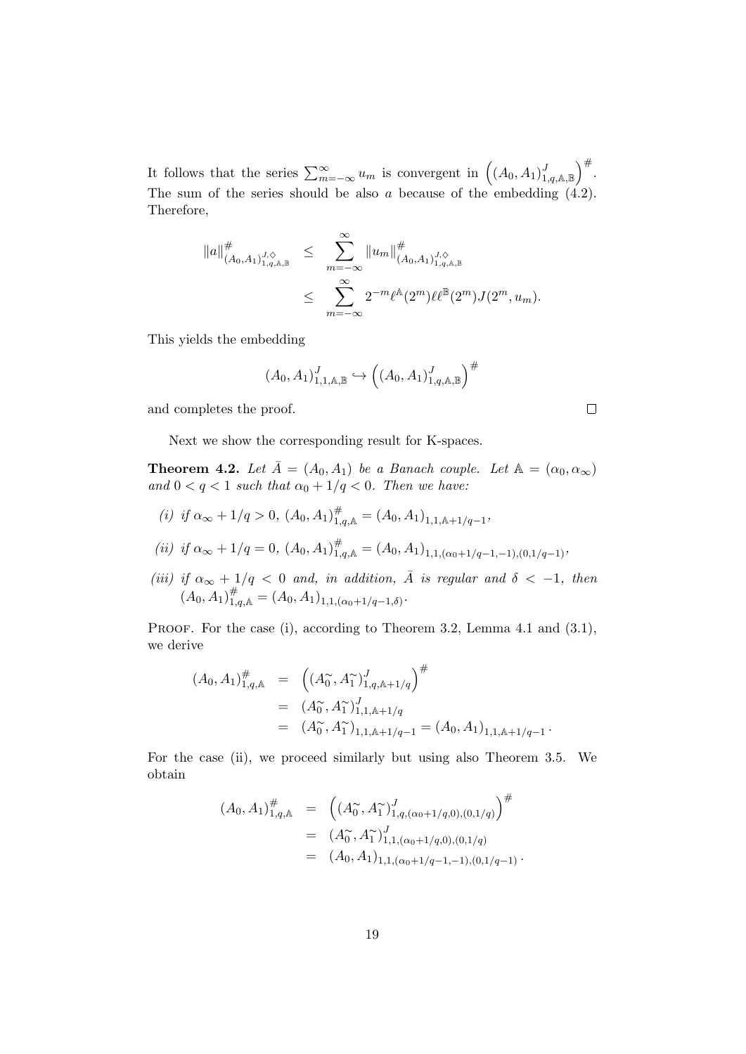It follows that the series $\sum_{m=-\infty}^{\infty} u_m$ is convergent in $\left((A_0,A_1)^J_{1,q,\mathbb{A},\mathbb{B}}\right)^\#$. The sum of the series should be also $a$ because of the embedding (4.2). Therefore,

$$
\begin{aligned}
\|a\|^\#_{(A_0,A_1)^{J,\diamond}_{1,q,\mathbb{A},\mathbb{B}}} &\leq \sum_{m=-\infty}^{\infty} \|u_m\|^\#_{(A_0,A_1)^{J,\diamond}_{1,q,\mathbb{A},\mathbb{B}}} \\
&\leq \sum_{m=-\infty}^{\infty} 2^{-m}\ell^{\mathbb{A}}(2^m)\ell\ell^{\mathbb{B}}(2^m)J(2^m,u_m).
\end{aligned}
$$

This yields the embedding

$$
(A_0,A_1)^J_{1,1,\mathbb{A},\mathbb{B}} \hookrightarrow \left((A_0,A_1)^J_{1,q,\mathbb{A},\mathbb{B}}\right)^\#
$$

and completes the proof. □

Next we show the corresponding result for K-spaces.

**Theorem 4.2.** *Let $\bar{A}=(A_0,A_1)$ be a Banach couple. Let $\mathbb{A}=(\alpha_0,\alpha_\infty)$ and $0<q<1$ such that $\alpha_0+1/q<0$. Then we have:*

*(i) if $\alpha_\infty+1/q>0$, $(A_0,A_1)^\#_{1,q,\mathbb{A}}=(A_0,A_1)_{1,1,\mathbb{A}+1/q-1}$,*

*(ii) if $\alpha_\infty+1/q=0$, $(A_0,A_1)^\#_{1,q,\mathbb{A}}=(A_0,A_1)_{1,1,(\alpha_0+1/q-1,-1),(0,1/q-1)}$,*

*(iii) if $\alpha_\infty+1/q<0$ and, in addition, $\bar{A}$ is regular and $\delta<-1$, then $(A_0,A_1)^\#_{1,q,\mathbb{A}}=(A_0,A_1)_{1,1,(\alpha_0+1/q-1,\delta)}$.*

Proof. For the case (i), according to Theorem 3.2, Lemma 4.1 and (3.1), we derive

$$
\begin{aligned}
(A_0,A_1)^\#_{1,q,\mathbb{A}} &= \left((A_0^\sim,A_1^\sim)^J_{1,q,\mathbb{A}+1/q}\right)^\# \\
&= (A_0^\sim,A_1^\sim)^J_{1,1,\mathbb{A}+1/q} \\
&= (A_0^\sim,A_1^\sim)_{1,1,\mathbb{A}+1/q-1} = (A_0,A_1)_{1,1,\mathbb{A}+1/q-1}\,.
\end{aligned}
$$

For the case (ii), we proceed similarly but using also Theorem 3.5. We obtain

$$
\begin{aligned}
(A_0,A_1)^\#_{1,q,\mathbb{A}} &= \left((A_0^\sim,A_1^\sim)^J_{1,q,(\alpha_0+1/q,0),(0,1/q)}\right)^\# \\
&= (A_0^\sim,A_1^\sim)^J_{1,1,(\alpha_0+1/q,0),(0,1/q)} \\
&= (A_0,A_1)_{1,1,(\alpha_0+1/q-1,-1),(0,1/q-1)}\,.
\end{aligned}
$$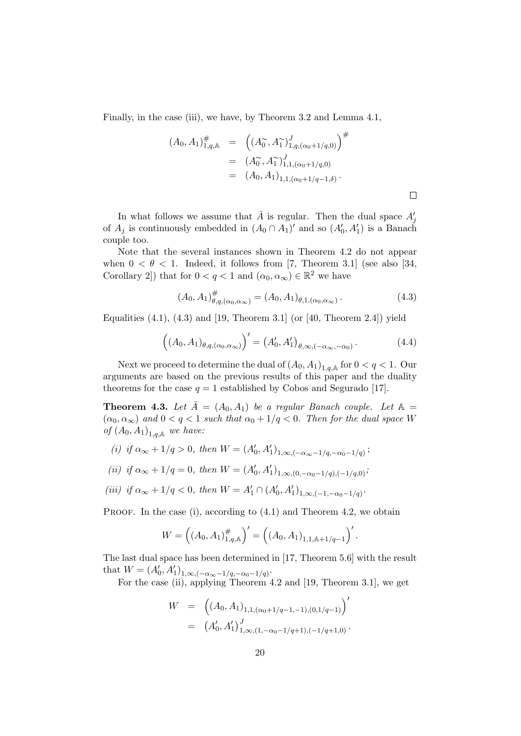Finally, in the case (iii), we have, by Theorem 3.2 and Lemma 4.1,

$$
\begin{aligned}
(A_0, A_1)^{\#}_{1,q,\mathbb{A}} &= \left( (A_0^{\sim}, A_1^{\sim})^J_{1,q,(\alpha_0+1/q,0)} \right)^{\#} \\
&= (A_0^{\sim}, A_1^{\sim})^J_{1,1,(\alpha_0+1/q,0)} \\
&= (A_0, A_1)_{1,1,(\alpha_0+1/q-1,\delta)} .
\end{aligned}
$$

□

In what follows we assume that $\bar{A}$ is regular. Then the dual space $A_j'$ of $A_j$ is continuously embedded in $(A_0 \cap A_1)'$ and so $(A_0', A_1')$ is a Banach couple too.

Note that the several instances shown in Theorem 4.2 do not appear when $0 < \theta < 1$. Indeed, it follows from [7, Theorem 3.1] (see also [34, Corollary 2]) that for $0 < q < 1$ and $(\alpha_0, \alpha_\infty) \in \mathbb{R}^2$ we have

$$
(A_0, A_1)^{\#}_{\theta,q,(\alpha_0,\alpha_\infty)} = (A_0, A_1)_{\theta,1,(\alpha_0,\alpha_\infty)} . \tag{4.3}
$$

Equalities (4.1), (4.3) and [19, Theorem 3.1] (or [40, Theorem 2.4]) yield

$$
\left( (A_0, A_1)_{\theta,q,(\alpha_0,\alpha_\infty)} \right)' = \left( A_0', A_1' \right)_{\theta,\infty,(-\alpha_\infty,-\alpha_0)} . \tag{4.4}
$$

Next we proceed to determine the dual of $(A_0, A_1)_{1,q,\mathbb{A}}$ for $0 < q < 1$. Our arguments are based on the previous results of this paper and the duality theorems for the case $q = 1$ established by Cobos and Segurado [17].

**Theorem 4.3.** *Let $\bar{A} = (A_0, A_1)$ be a regular Banach couple. Let $\mathbb{A} = (\alpha_0, \alpha_\infty)$ and $0 < q < 1$ such that $\alpha_0 + 1/q < 0$. Then for the dual space $W$ of $(A_0, A_1)_{1,q,\mathbb{A}}$ we have:*

*(i) if $\alpha_\infty + 1/q > 0$, then $W = (A_0', A_1')_{1,\infty,(-\alpha_\infty-1/q,-\alpha_0-1/q)}$;*

*(ii) if $\alpha_\infty + 1/q = 0$, then $W = (A_0', A_1')_{1,\infty,(0,-\alpha_0-1/q),(-1/q,0)}$;*

*(iii) if $\alpha_\infty + 1/q < 0$, then $W = A_1' \cap (A_0', A_1')_{1,\infty,(-1,-\alpha_0-1/q)}$.*

Proof. In the case (i), according to (4.1) and Theorem 4.2, we obtain

$$
W = \left( (A_0, A_1)^{\#}_{1,q,\mathbb{A}} \right)' = \left( (A_0, A_1)_{1,1,\mathbb{A}+1/q-1} \right)' .
$$

The last dual space has been determined in [17, Theorem 5.6] with the result that $W = (A_0', A_1')_{1,\infty,(-\alpha_\infty-1/q,-\alpha_0-1/q)}$.

For the case (ii), applying Theorem 4.2 and [19, Theorem 3.1], we get

$$
\begin{aligned}
W &= \left( (A_0, A_1)_{1,1,(\alpha_0+1/q-1,-1),(0,1/q-1)} \right)' \\
&= \left( A_0', A_1' \right)^J_{1,\infty,(1,-\alpha_0-1/q+1),(-1/q+1,0)} .
\end{aligned}
$$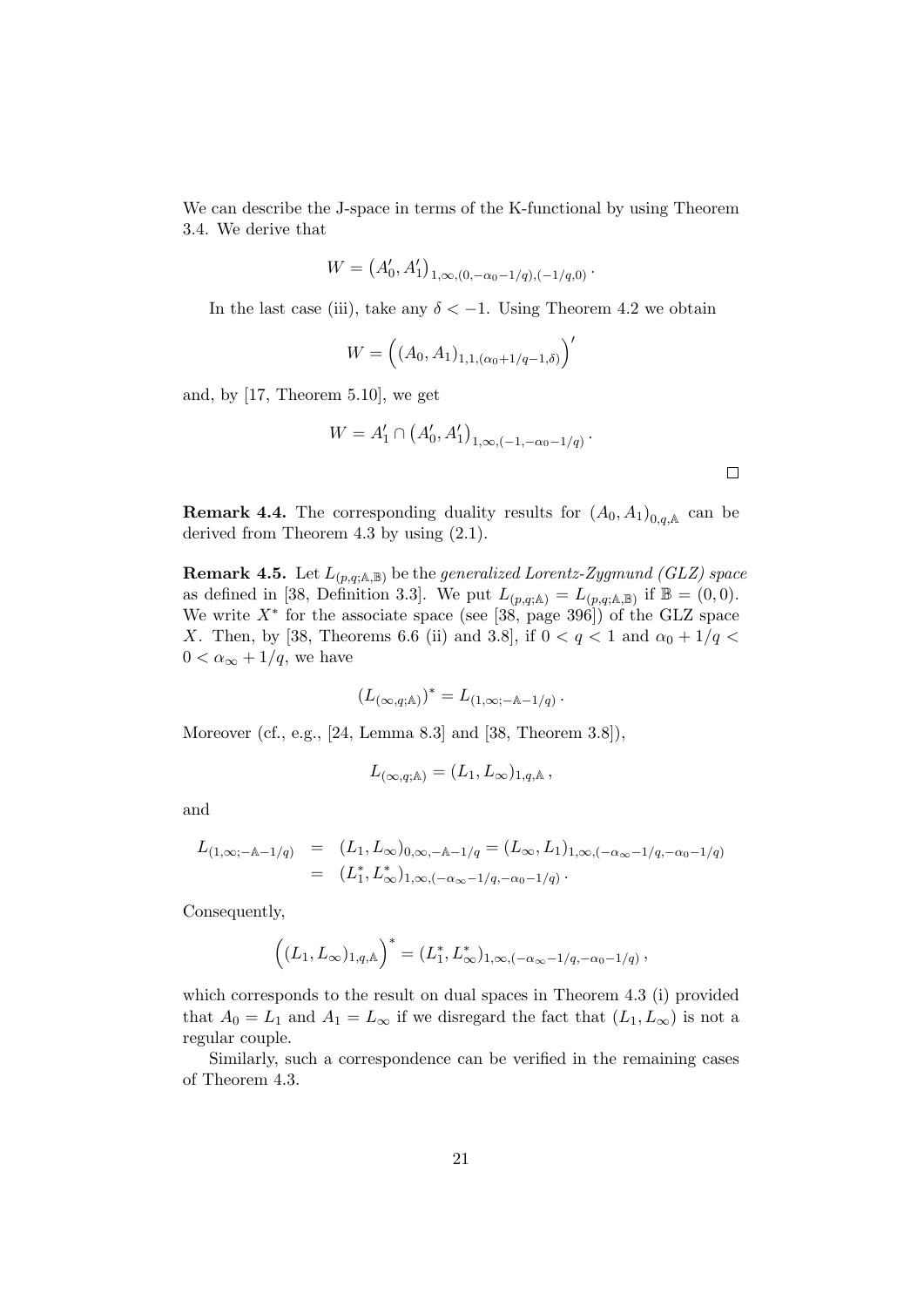We can describe the J-space in terms of the K-functional by using Theorem 3.4. We derive that

$$W = \left(A_0', A_1'\right)_{1,\infty,(0,-\alpha_0-1/q),(-1/q,0)} .$$

In the last case (iii), take any $\delta < -1$. Using Theorem 4.2 we obtain

$$W = \left((A_0, A_1)_{1,1,(\alpha_0+1/q-1,\delta)}\right)'$$

and, by [17, Theorem 5.10], we get

$$W = A_1' \cap \left(A_0', A_1'\right)_{1,\infty,(-1,-\alpha_0-1/q)} .$$

$\square$

**Remark 4.4.** The corresponding duality results for $(A_0, A_1)_{0,q,\mathbb{A}}$ can be derived from Theorem 4.3 by using (2.1).

**Remark 4.5.** Let $L_{(p,q;\mathbb{A},\mathbb{B})}$ be the *generalized Lorentz-Zygmund (GLZ) space* as defined in [38, Definition 3.3]. We put $L_{(p,q;\mathbb{A})} = L_{(p,q;\mathbb{A},\mathbb{B})}$ if $\mathbb{B} = (0,0)$. We write $X^*$ for the associate space (see [38, page 396]) of the GLZ space $X$. Then, by [38, Theorems 6.6 (ii) and 3.8], if $0 < q < 1$ and $\alpha_0 + 1/q < 0 < \alpha_\infty + 1/q$, we have

$$(L_{(\infty,q;\mathbb{A})})^* = L_{(1,\infty;-\mathbb{A}-1/q)} .$$

Moreover (cf., e.g., [24, Lemma 8.3] and [38, Theorem 3.8]),

$$L_{(\infty,q;\mathbb{A})} = (L_1, L_\infty)_{1,q,\mathbb{A}} ,$$

and

$$\begin{aligned} L_{(1,\infty;-\mathbb{A}-1/q)} &= (L_1, L_\infty)_{0,\infty,-\mathbb{A}-1/q} = (L_\infty, L_1)_{1,\infty,(-\alpha_\infty-1/q,-\alpha_0-1/q)} \\ &= (L_1^*, L_\infty^*)_{1,\infty,(-\alpha_\infty-1/q,-\alpha_0-1/q)} . \end{aligned}$$

Consequently,

$$\left((L_1, L_\infty)_{1,q,\mathbb{A}}\right)^* = (L_1^*, L_\infty^*)_{1,\infty,(-\alpha_\infty-1/q,-\alpha_0-1/q)} ,$$

which corresponds to the result on dual spaces in Theorem 4.3 (i) provided that $A_0 = L_1$ and $A_1 = L_\infty$ if we disregard the fact that $(L_1, L_\infty)$ is not a regular couple.

Similarly, such a correspondence can be verified in the remaining cases of Theorem 4.3.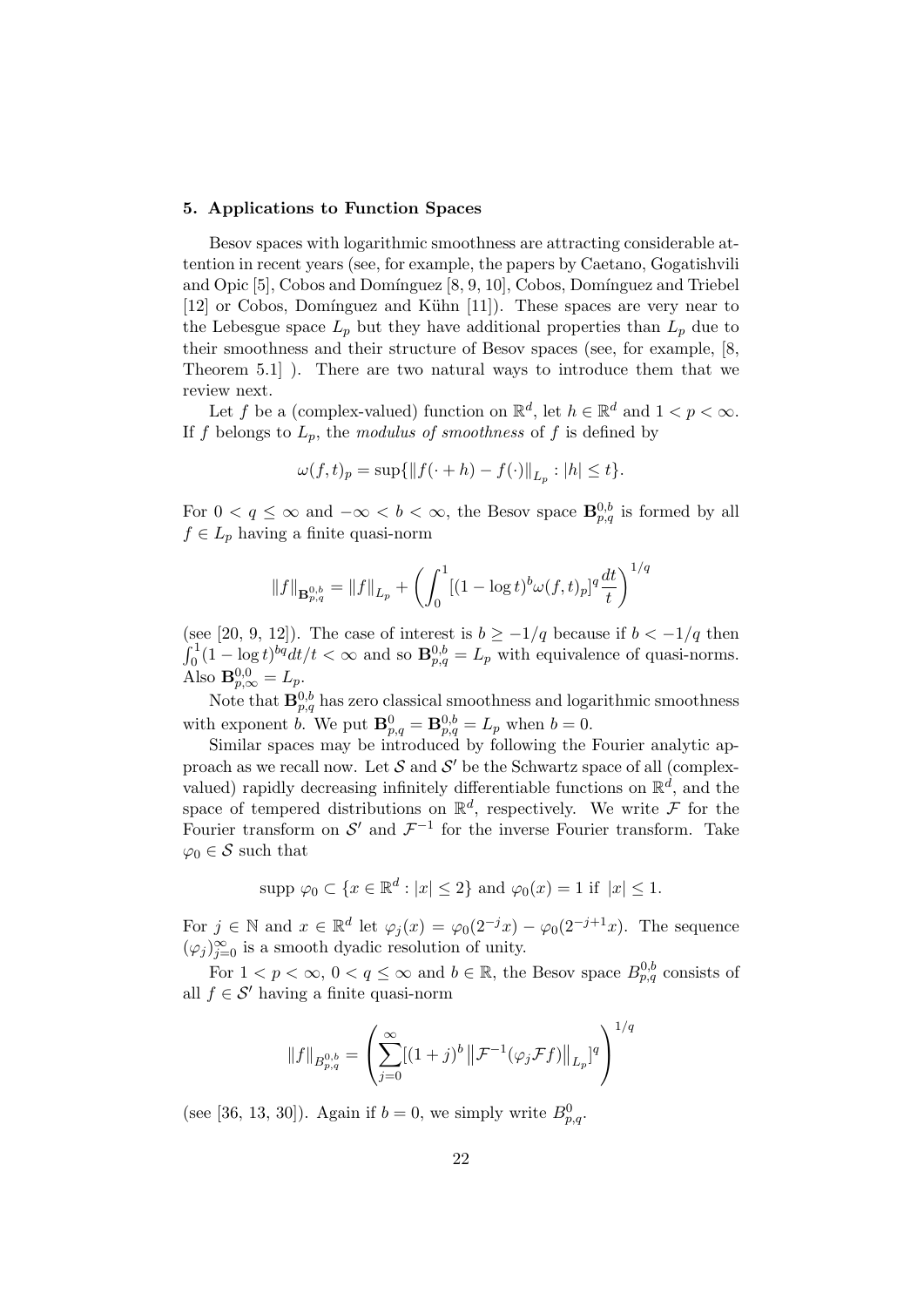## 5. Applications to Function Spaces

Besov spaces with logarithmic smoothness are attracting considerable attention in recent years (see, for example, the papers by Caetano, Gogatishvili and Opic [5], Cobos and Domínguez [8, 9, 10], Cobos, Domínguez and Triebel [12] or Cobos, Domínguez and Kühn [11]). These spaces are very near to the Lebesgue space $L_p$ but they have additional properties than $L_p$ due to their smoothness and their structure of Besov spaces (see, for example, [8, Theorem 5.1] ). There are two natural ways to introduce them that we review next.

Let $f$ be a (complex-valued) function on $\mathbb{R}^d$, let $h \in \mathbb{R}^d$ and $1 < p < \infty$. If $f$ belongs to $L_p$, the *modulus of smoothness* of $f$ is defined by

$$\omega(f,t)_p = \sup\{\|f(\cdot + h) - f(\cdot)\|_{L_p} : |h| \leq t\}.$$

For $0 < q \leq \infty$ and $-\infty < b < \infty$, the Besov space $\mathbf{B}^{0,b}_{p,q}$ is formed by all $f \in L_p$ having a finite quasi-norm

$$\|f\|_{\mathbf{B}^{0,b}_{p,q}} = \|f\|_{L_p} + \left( \int_0^1 [(1 - \log t)^b \omega(f,t)_p]^q \frac{dt}{t} \right)^{1/q}$$

(see [20, 9, 12]). The case of interest is $b \geq -1/q$ because if $b < -1/q$ then $\int_0^1 (1 - \log t)^{bq} dt/t < \infty$ and so $\mathbf{B}^{0,b}_{p,q} = L_p$ with equivalence of quasi-norms. Also $\mathbf{B}^{0,0}_{p,\infty} = L_p$.

Note that $\mathbf{B}^{0,b}_{p,q}$ has zero classical smoothness and logarithmic smoothness with exponent $b$. We put $\mathbf{B}^{0}_{p,q} = \mathbf{B}^{0,b}_{p,q} = L_p$ when $b = 0$.

Similar spaces may be introduced by following the Fourier analytic approach as we recall now. Let $\mathcal{S}$ and $\mathcal{S}'$ be the Schwartz space of all (complex-valued) rapidly decreasing infinitely differentiable functions on $\mathbb{R}^d$, and the space of tempered distributions on $\mathbb{R}^d$, respectively. We write $\mathcal{F}$ for the Fourier transform on $\mathcal{S}'$ and $\mathcal{F}^{-1}$ for the inverse Fourier transform. Take $\varphi_0 \in \mathcal{S}$ such that

$$\text{supp } \varphi_0 \subset \{x \in \mathbb{R}^d : |x| \leq 2\} \text{ and } \varphi_0(x) = 1 \text{ if } |x| \leq 1.$$

For $j \in \mathbb{N}$ and $x \in \mathbb{R}^d$ let $\varphi_j(x) = \varphi_0(2^{-j}x) - \varphi_0(2^{-j+1}x)$. The sequence $(\varphi_j)_{j=0}^{\infty}$ is a smooth dyadic resolution of unity.

For $1 < p < \infty$, $0 < q \leq \infty$ and $b \in \mathbb{R}$, the Besov space $B^{0,b}_{p,q}$ consists of all $f \in \mathcal{S}'$ having a finite quasi-norm

$$\|f\|_{B^{0,b}_{p,q}} = \left( \sum_{j=0}^{\infty} [(1+j)^b \left\| \mathcal{F}^{-1}(\varphi_j \mathcal{F} f) \right\|_{L_p}]^q \right)^{1/q}$$

(see [36, 13, 30]). Again if $b = 0$, we simply write $B^{0}_{p,q}$.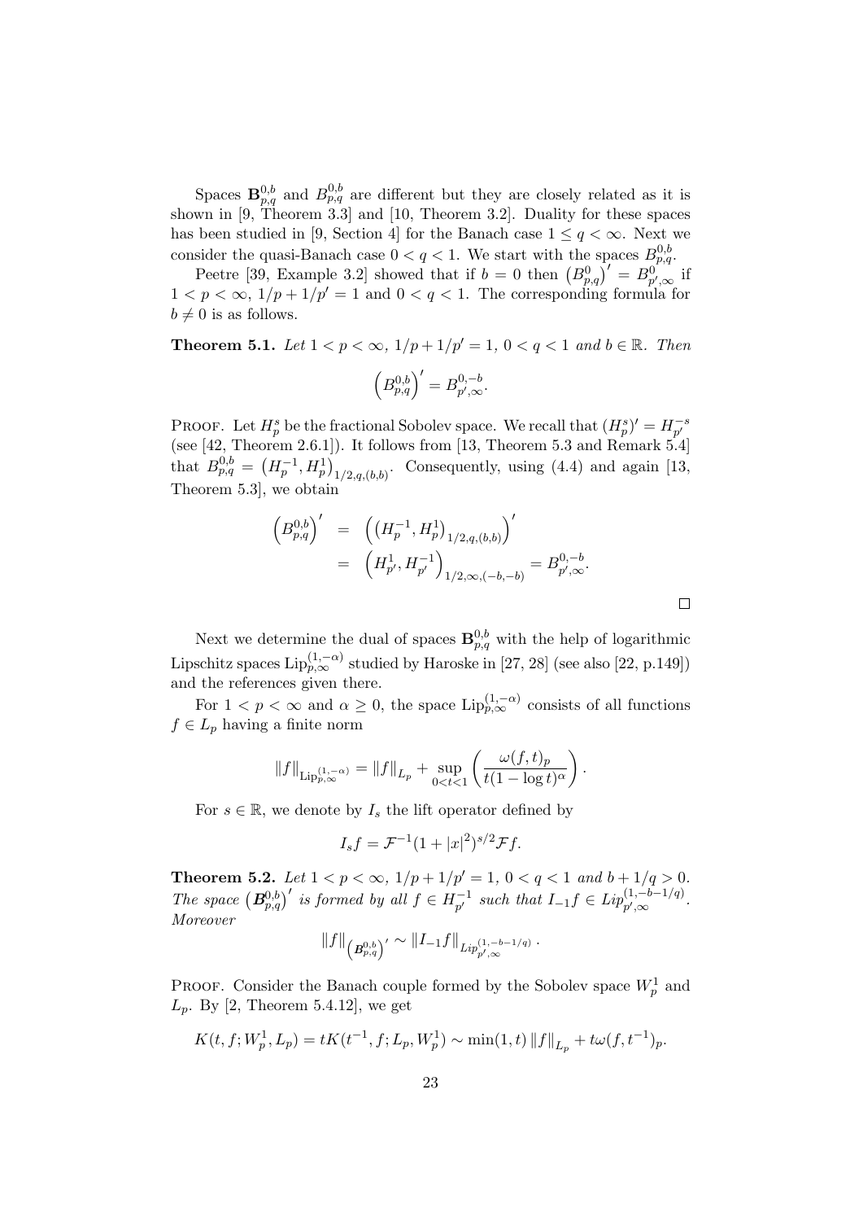Spaces $\mathbf{B}^{0,b}_{p,q}$ and $B^{0,b}_{p,q}$ are different but they are closely related as it is shown in [9, Theorem 3.3] and [10, Theorem 3.2]. Duality for these spaces has been studied in [9, Section 4] for the Banach case $1 \le q < \infty$. Next we consider the quasi-Banach case $0 < q < 1$. We start with the spaces $B^{0,b}_{p,q}$.

Peetre [39, Example 3.2] showed that if $b = 0$ then $\left(B^{0}_{p,q}\right)' = B^{0}_{p',\infty}$ if $1 < p < \infty$, $1/p + 1/p' = 1$ and $0 < q < 1$. The corresponding formula for $b \neq 0$ is as follows.

**Theorem 5.1.** *Let $1 < p < \infty$, $1/p + 1/p' = 1$, $0 < q < 1$ and $b \in \mathbb{R}$. Then*

$$\left(B^{0,b}_{p,q}\right)' = B^{0,-b}_{p',\infty}.$$

Proof. Let $H^s_p$ be the fractional Sobolev space. We recall that $(H^s_p)' = H^{-s}_{p'}$ (see [42, Theorem 2.6.1]). It follows from [13, Theorem 5.3 and Remark 5.4] that $B^{0,b}_{p,q} = \left(H^{-1}_p, H^1_p\right)_{1/2,q,(b,b)}$. Consequently, using (4.4) and again [13, Theorem 5.3], we obtain

$$\begin{aligned}
\left(B^{0,b}_{p,q}\right)' &= \left(\left(H^{-1}_p, H^1_p\right)_{1/2,q,(b,b)}\right)' \\
&= \left(H^1_{p'}, H^{-1}_{p'}\right)_{1/2,\infty,(-b,-b)} = B^{0,-b}_{p',\infty}.
\end{aligned}$$

□

Next we determine the dual of spaces $\mathbf{B}^{0,b}_{p,q}$ with the help of logarithmic Lipschitz spaces $\mathrm{Lip}^{(1,-\alpha)}_{p,\infty}$ studied by Haroske in [27, 28] (see also [22, p.149]) and the references given there.

For $1 < p < \infty$ and $\alpha \ge 0$, the space $\mathrm{Lip}^{(1,-\alpha)}_{p,\infty}$ consists of all functions $f \in L_p$ having a finite norm

$$\|f\|_{\mathrm{Lip}^{(1,-\alpha)}_{p,\infty}} = \|f\|_{L_p} + \sup_{0<t<1}\left(\frac{\omega(f,t)_p}{t(1-\log t)^{\alpha}}\right).$$

For $s \in \mathbb{R}$, we denote by $I_s$ the lift operator defined by

$$I_s f = \mathcal{F}^{-1}(1+|x|^2)^{s/2}\mathcal{F}f.$$

**Theorem 5.2.** *Let $1 < p < \infty$, $1/p + 1/p' = 1$, $0 < q < 1$ and $b + 1/q > 0$. The space $\left(\boldsymbol{B}^{0,b}_{p,q}\right)'$ is formed by all $f \in H^{-1}_{p'}$ such that $I_{-1}f \in Lip^{(1,-b-1/q)}_{p',\infty}$. Moreover*

$$\|f\|_{\left(\boldsymbol{B}^{0,b}_{p,q}\right)'} \sim \|I_{-1}f\|_{Lip^{(1,-b-1/q)}_{p',\infty}}.$$

Proof. Consider the Banach couple formed by the Sobolev space $W^1_p$ and $L_p$. By [2, Theorem 5.4.12], we get

$$K(t,f;W^1_p,L_p) = tK(t^{-1},f;L_p,W^1_p) \sim \min(1,t)\,\|f\|_{L_p} + t\omega(f,t^{-1})_p.$$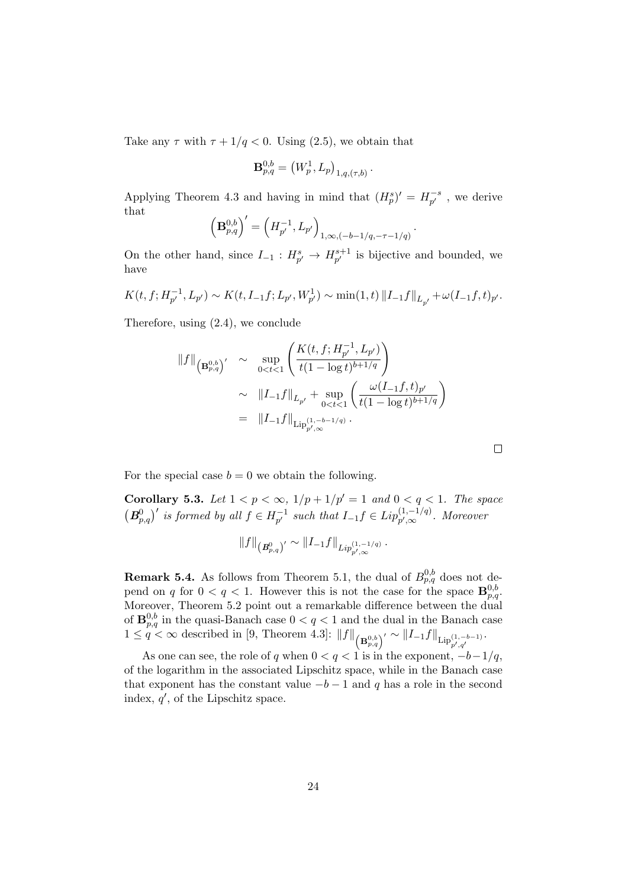Take any $\tau$ with $\tau + 1/q < 0$. Using (2.5), we obtain that

$$\mathbf{B}^{0,b}_{p,q} = \left(W^1_p, L_p\right)_{1,q,(\tau,b)}.$$

Applying Theorem 4.3 and having in mind that $(H^s_p)' = H^{-s}_{p'}$ , we derive that

$$\left(\mathbf{B}^{0,b}_{p,q}\right)' = \left(H^{-1}_{p'}, L_{p'}\right)_{1,\infty,(-b-1/q,-\tau-1/q)}.$$

On the other hand, since $I_{-1} : H^s_{p'} \to H^{s+1}_{p'}$ is bijective and bounded, we have

$$K(t, f; H^{-1}_{p'}, L_{p'}) \sim K(t, I_{-1}f; L_{p'}, W^1_{p'}) \sim \min(1, t) \|I_{-1}f\|_{L_{p'}} + \omega(I_{-1}f, t)_{p'}.$$

Therefore, using (2.4), we conclude

$$\begin{aligned}
\|f\|_{\left(\mathbf{B}^{0,b}_{p,q}\right)'} &\sim \sup_{0<t<1} \left( \frac{K(t, f; H^{-1}_{p'}, L_{p'})}{t(1 - \log t)^{b+1/q}} \right) \\
&\sim \|I_{-1}f\|_{L_{p'}} + \sup_{0<t<1} \left( \frac{\omega(I_{-1}f, t)_{p'}}{t(1 - \log t)^{b+1/q}} \right) \\
&= \|I_{-1}f\|_{\mathrm{Lip}^{(1,-b-1/q)}_{p',\infty}}.
\end{aligned}$$

□

For the special case $b = 0$ we obtain the following.

**Corollary 5.3.** *Let $1 < p < \infty$, $1/p + 1/p' = 1$ and $0 < q < 1$. The space $\left(\boldsymbol{B}^0_{p,q}\right)'$ is formed by all $f \in H^{-1}_{p'}$ such that $I_{-1}f \in Lip^{(1,-1/q)}_{p',\infty}$. Moreover*

$$\|f\|_{\left(\boldsymbol{B}^0_{p,q}\right)'} \sim \|I_{-1}f\|_{Lip^{(1,-1/q)}_{p',\infty}}.$$

**Remark 5.4.** As follows from Theorem 5.1, the dual of $B^{0,b}_{p,q}$ does not depend on $q$ for $0 < q < 1$. However this is not the case for the space $\mathbf{B}^{0,b}_{p,q}$. Moreover, Theorem 5.2 point out a remarkable difference between the dual of $\mathbf{B}^{0,b}_{p,q}$ in the quasi-Banach case $0 < q < 1$ and the dual in the Banach case $1 \le q < \infty$ described in [9, Theorem 4.3]: $\|f\|_{\left(\mathbf{B}^{0,b}_{p,q}\right)'} \sim \|I_{-1}f\|_{\mathrm{Lip}^{(1,-b-1)}_{p',q'}}$.

As one can see, the role of $q$ when $0 < q < 1$ is in the exponent, $-b-1/q$, of the logarithm in the associated Lipschitz space, while in the Banach case that exponent has the constant value $-b - 1$ and $q$ has a role in the second index, $q'$, of the Lipschitz space.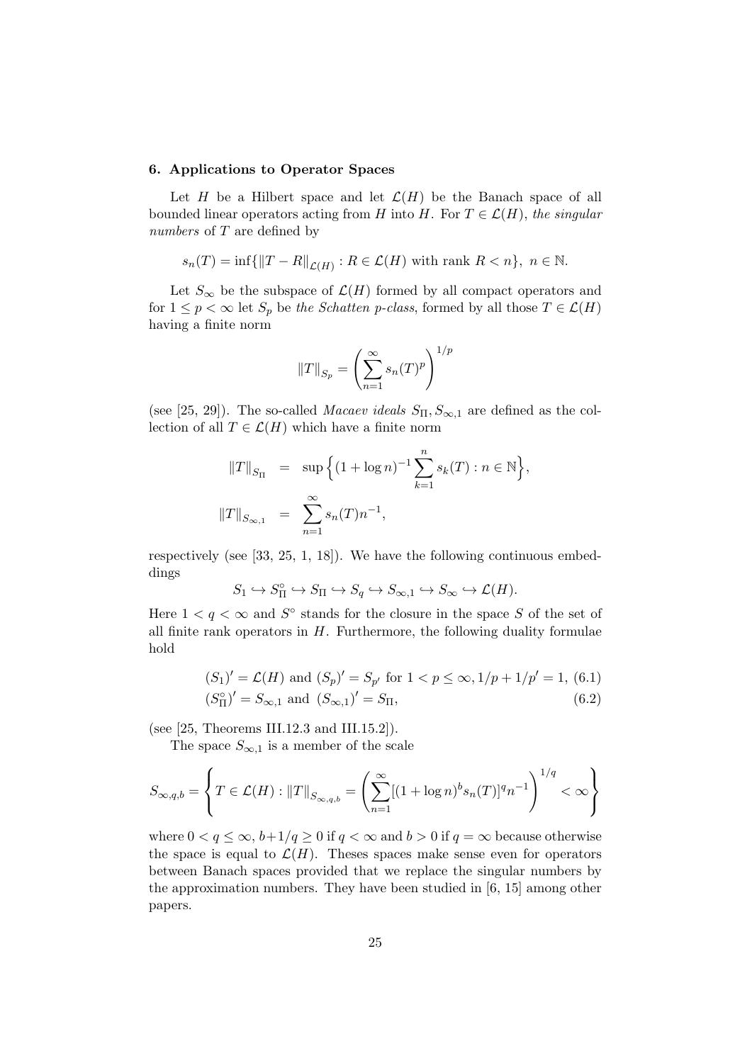## 6. Applications to Operator Spaces

Let $H$ be a Hilbert space and let $\mathcal{L}(H)$ be the Banach space of all bounded linear operators acting from $H$ into $H$. For $T \in \mathcal{L}(H)$, *the singular numbers* of $T$ are defined by

$$s_n(T) = \inf\{\|T - R\|_{\mathcal{L}(H)} : R \in \mathcal{L}(H) \text{ with rank } R < n\},\ n \in \mathbb{N}.$$

Let $S_\infty$ be the subspace of $\mathcal{L}(H)$ formed by all compact operators and for $1 \leq p < \infty$ let $S_p$ be *the Schatten p-class*, formed by all those $T \in \mathcal{L}(H)$ having a finite norm

$$\|T\|_{S_p} = \left(\sum_{n=1}^{\infty} s_n(T)^p\right)^{1/p}$$

(see [25, 29]). The so-called *Macaev ideals* $S_\Pi, S_{\infty,1}$ are defined as the collection of all $T \in \mathcal{L}(H)$ which have a finite norm

$$\begin{aligned}
\|T\|_{S_\Pi} &= \sup\Big\{(1+\log n)^{-1}\sum_{k=1}^{n} s_k(T) : n \in \mathbb{N}\Big\}, \\
\|T\|_{S_{\infty,1}} &= \sum_{n=1}^{\infty} s_n(T) n^{-1},
\end{aligned}$$

respectively (see [33, 25, 1, 18]). We have the following continuous embeddings

$$S_1 \hookrightarrow S_\Pi^\circ \hookrightarrow S_\Pi \hookrightarrow S_q \hookrightarrow S_{\infty,1} \hookrightarrow S_\infty \hookrightarrow \mathcal{L}(H).$$

Here $1 < q < \infty$ and $S^\circ$ stands for the closure in the space $S$ of the set of all finite rank operators in $H$. Furthermore, the following duality formulae hold

$$(S_1)' = \mathcal{L}(H) \text{ and } (S_p)' = S_{p'} \text{ for } 1 < p \leq \infty, 1/p + 1/p' = 1, \tag{6.1}$$

$$(S_\Pi^\circ)' = S_{\infty,1} \text{ and } (S_{\infty,1})' = S_\Pi, \tag{6.2}$$

(see [25, Theorems III.12.3 and III.15.2]).

The space $S_{\infty,1}$ is a member of the scale

$$S_{\infty,q,b} = \left\{T \in \mathcal{L}(H) : \|T\|_{S_{\infty,q,b}} = \left(\sum_{n=1}^{\infty}[(1+\log n)^b s_n(T)]^q n^{-1}\right)^{1/q} < \infty\right\}$$

where $0 < q \leq \infty$, $b + 1/q \geq 0$ if $q < \infty$ and $b > 0$ if $q = \infty$ because otherwise the space is equal to $\mathcal{L}(H)$. Theses spaces make sense even for operators between Banach spaces provided that we replace the singular numbers by the approximation numbers. They have been studied in [6, 15] among other papers.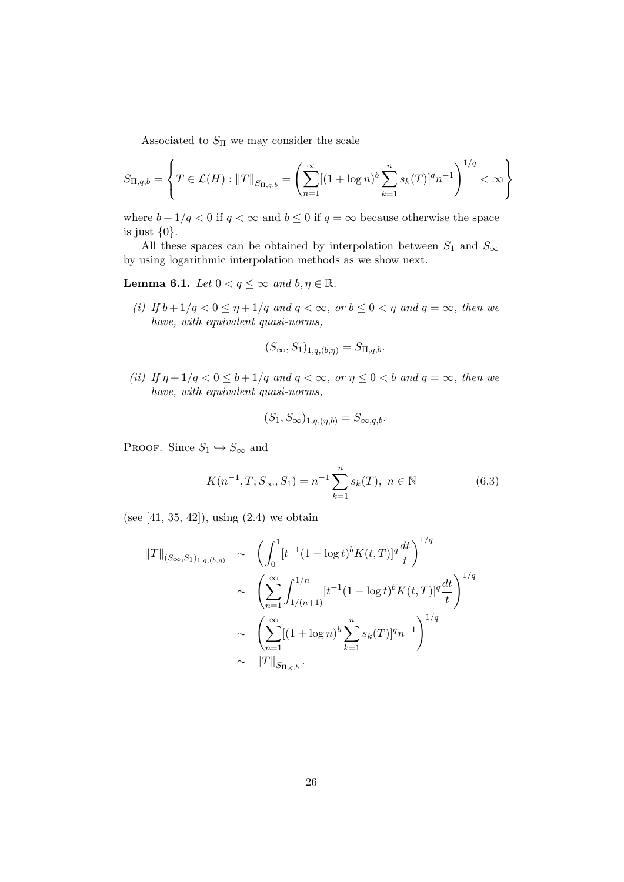Associated to $S_\Pi$ we may consider the scale

$$S_{\Pi,q,b} = \left\{ T \in \mathcal{L}(H) : \|T\|_{S_{\Pi,q,b}} = \left( \sum_{n=1}^{\infty} [(1+\log n)^b \sum_{k=1}^{n} s_k(T)]^q n^{-1} \right)^{1/q} < \infty \right\}$$

where $b + 1/q < 0$ if $q < \infty$ and $b \leq 0$ if $q = \infty$ because otherwise the space is just $\{0\}$.

All these spaces can be obtained by interpolation between $S_1$ and $S_\infty$ by using logarithmic interpolation methods as we show next.

**Lemma 6.1.** *Let $0 < q \leq \infty$ and $b, \eta \in \mathbb{R}$.*

*(i) If $b + 1/q < 0 \leq \eta + 1/q$ and $q < \infty$, or $b \leq 0 < \eta$ and $q = \infty$, then we have, with equivalent quasi-norms,*

$$(S_\infty, S_1)_{1,q,(b,\eta)} = S_{\Pi,q,b}.$$

*(ii) If $\eta + 1/q < 0 \leq b + 1/q$ and $q < \infty$, or $\eta \leq 0 < b$ and $q = \infty$, then we have, with equivalent quasi-norms,*

$$(S_1, S_\infty)_{1,q,(\eta,b)} = S_{\infty,q,b}.$$

Proof. Since $S_1 \hookrightarrow S_\infty$ and

$$K(n^{-1}, T; S_\infty, S_1) = n^{-1} \sum_{k=1}^{n} s_k(T), \ n \in \mathbb{N} \tag{6.3}$$

(see [41, 35, 42]), using (2.4) we obtain

$$\begin{aligned}
\|T\|_{(S_\infty, S_1)_{1,q,(b,\eta)}} &\sim \left( \int_0^1 [t^{-1}(1 - \log t)^b K(t,T)]^q \frac{dt}{t} \right)^{1/q} \\
&\sim \left( \sum_{n=1}^{\infty} \int_{1/(n+1)}^{1/n} [t^{-1}(1 - \log t)^b K(t,T)]^q \frac{dt}{t} \right)^{1/q} \\
&\sim \left( \sum_{n=1}^{\infty} [(1+\log n)^b \sum_{k=1}^{n} s_k(T)]^q n^{-1} \right)^{1/q} \\
&\sim \|T\|_{S_{\Pi,q,b}}.
\end{aligned}$$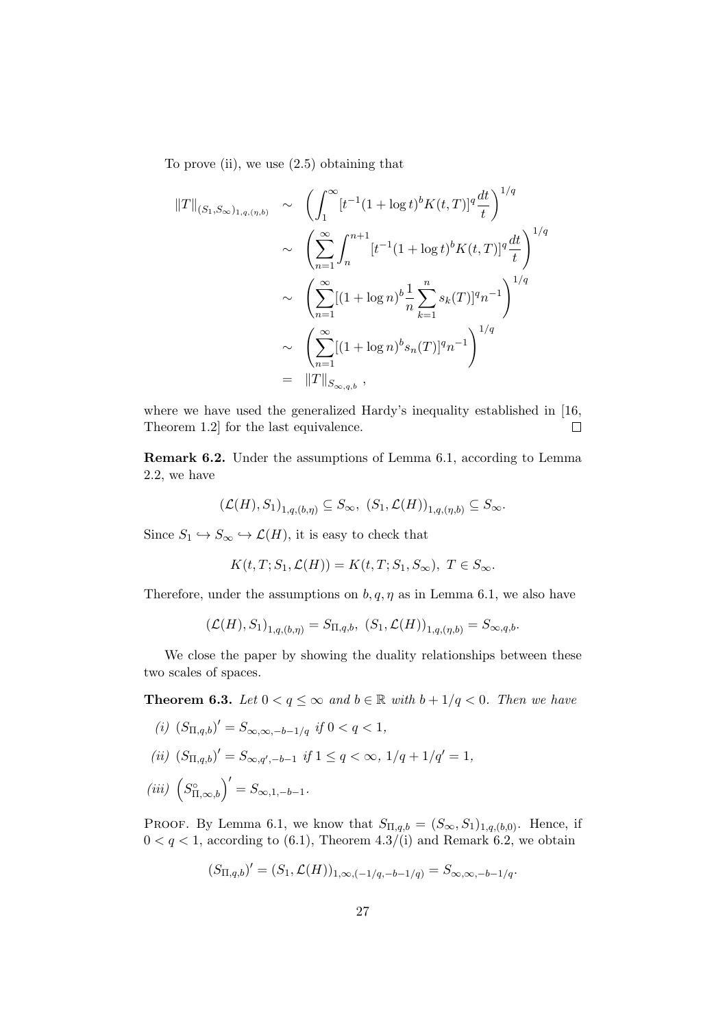To prove (ii), we use (2.5) obtaining that

$$
\begin{aligned}
\|T\|_{(S_1,S_\infty)_{1,q,(\eta,b)}} &\sim \left(\int_1^\infty [t^{-1}(1+\log t)^b K(t,T)]^q \frac{dt}{t}\right)^{1/q} \\
&\sim \left(\sum_{n=1}^\infty \int_n^{n+1} [t^{-1}(1+\log t)^b K(t,T)]^q \frac{dt}{t}\right)^{1/q} \\
&\sim \left(\sum_{n=1}^\infty [(1+\log n)^b \frac{1}{n}\sum_{k=1}^n s_k(T)]^q n^{-1}\right)^{1/q} \\
&\sim \left(\sum_{n=1}^\infty [(1+\log n)^b s_n(T)]^q n^{-1}\right)^{1/q} \\
&= \|T\|_{S_{\infty,q,b}} ,
\end{aligned}
$$

where we have used the generalized Hardy's inequality established in [16, Theorem 1.2] for the last equivalence. $\square$

**Remark 6.2.** Under the assumptions of Lemma 6.1, according to Lemma 2.2, we have

$$
(\mathcal{L}(H), S_1)_{1,q,(b,\eta)} \subseteq S_\infty,\ (S_1, \mathcal{L}(H))_{1,q,(\eta,b)} \subseteq S_\infty.
$$

Since $S_1 \hookrightarrow S_\infty \hookrightarrow \mathcal{L}(H)$, it is easy to check that

$$
K(t,T;S_1,\mathcal{L}(H)) = K(t,T;S_1,S_\infty),\ T \in S_\infty.
$$

Therefore, under the assumptions on $b, q, \eta$ as in Lemma 6.1, we also have

$$
(\mathcal{L}(H), S_1)_{1,q,(b,\eta)} = S_{\Pi,q,b},\ (S_1, \mathcal{L}(H))_{1,q,(\eta,b)} = S_{\infty,q,b}.
$$

We close the paper by showing the duality relationships between these two scales of spaces.

**Theorem 6.3.** *Let $0 < q \le \infty$ and $b \in \mathbb{R}$ with $b + 1/q < 0$. Then we have*

*(i)* $(S_{\Pi,q,b})' = S_{\infty,\infty,-b-1/q}$ *if* $0 < q < 1$,

*(ii)* $(S_{\Pi,q,b})' = S_{\infty,q',-b-1}$ *if* $1 \le q < \infty$, $1/q + 1/q' = 1$,

*(iii)* $\left(S^{\circ}_{\Pi,\infty,b}\right)' = S_{\infty,1,-b-1}$.

Proof. By Lemma 6.1, we know that $S_{\Pi,q,b} = (S_\infty, S_1)_{1,q,(b,0)}$. Hence, if $0 < q < 1$, according to (6.1), Theorem 4.3/(i) and Remark 6.2, we obtain

$$
(S_{\Pi,q,b})' = (S_1, \mathcal{L}(H))_{1,\infty,(-1/q,-b-1/q)} = S_{\infty,\infty,-b-1/q}.
$$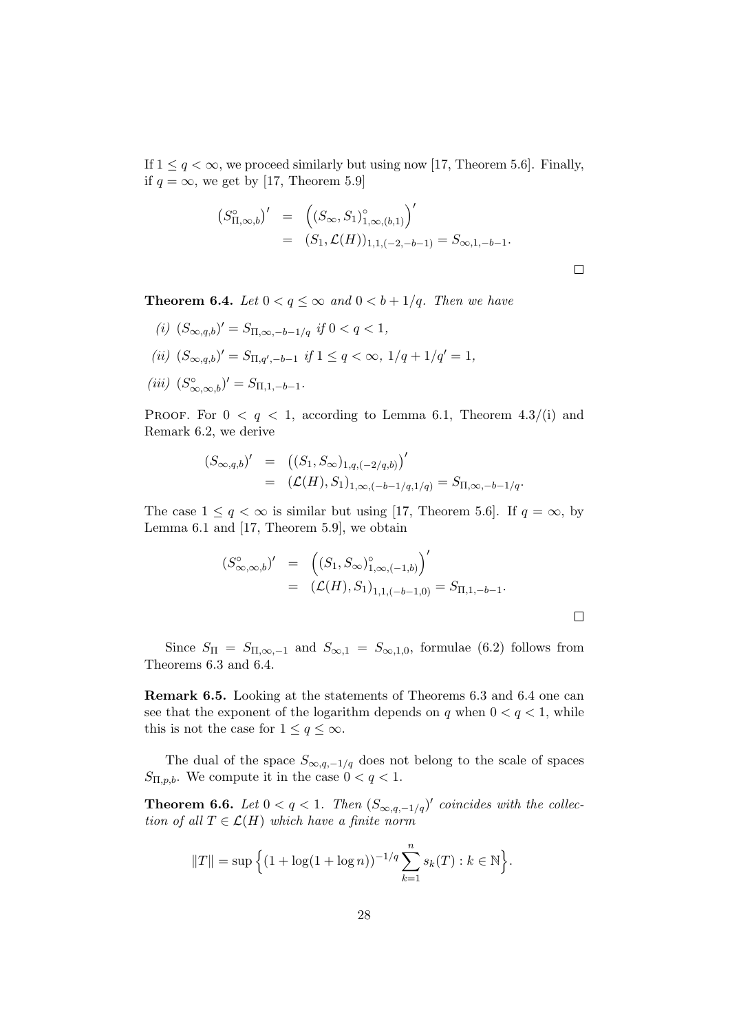If $1 \le q < \infty$, we proceed similarly but using now [17, Theorem 5.6]. Finally, if $q = \infty$, we get by [17, Theorem 5.9]

$$
\begin{aligned}
\left(S^{\circ}_{\Pi,\infty,b}\right)' &= \left((S_\infty, S_1)^{\circ}_{1,\infty,(b,1)}\right)' \\
&= (S_1, \mathcal{L}(H))_{1,1,(-2,-b-1)} = S_{\infty,1,-b-1}.
\end{aligned}
$$

□

**Theorem 6.4.** *Let $0 < q \le \infty$ and $0 < b + 1/q$. Then we have*

*(i)* $(S_{\infty,q,b})' = S_{\Pi,\infty,-b-1/q}$ *if* $0 < q < 1$,

*(ii)* $(S_{\infty,q,b})' = S_{\Pi,q',-b-1}$ *if* $1 \le q < \infty$, $1/q + 1/q' = 1$,

*(iii)* $(S^{\circ}_{\infty,\infty,b})' = S_{\Pi,1,-b-1}$.

Proof. For $0 < q < 1$, according to Lemma 6.1, Theorem 4.3/(i) and Remark 6.2, we derive

$$
\begin{aligned}
(S_{\infty,q,b})' &= \left((S_1, S_\infty)_{1,q,(-2/q,b)}\right)' \\
&= (\mathcal{L}(H), S_1)_{1,\infty,(-b-1/q,1/q)} = S_{\Pi,\infty,-b-1/q}.
\end{aligned}
$$

The case $1 \le q < \infty$ is similar but using [17, Theorem 5.6]. If $q = \infty$, by Lemma 6.1 and [17, Theorem 5.9], we obtain

$$
\begin{aligned}
(S^{\circ}_{\infty,\infty,b})' &= \left((S_1, S_\infty)^{\circ}_{1,\infty,(-1,b)}\right)' \\
&= (\mathcal{L}(H), S_1)_{1,1,(-b-1,0)} = S_{\Pi,1,-b-1}.
\end{aligned}
$$

□

Since $S_\Pi = S_{\Pi,\infty,-1}$ and $S_{\infty,1} = S_{\infty,1,0}$, formulae (6.2) follows from Theorems 6.3 and 6.4.

**Remark 6.5.** Looking at the statements of Theorems 6.3 and 6.4 one can see that the exponent of the logarithm depends on $q$ when $0 < q < 1$, while this is not the case for $1 \le q \le \infty$.

The dual of the space $S_{\infty,q,-1/q}$ does not belong to the scale of spaces $S_{\Pi,p,b}$. We compute it in the case $0 < q < 1$.

**Theorem 6.6.** *Let $0 < q < 1$. Then $(S_{\infty,q,-1/q})'$ coincides with the collection of all $T \in \mathcal{L}(H)$ which have a finite norm*

$$
\|T\| = \sup\Big\{(1 + \log(1 + \log n))^{-1/q} \sum_{k=1}^{n} s_k(T) : k \in \mathbb{N}\Big\}.
$$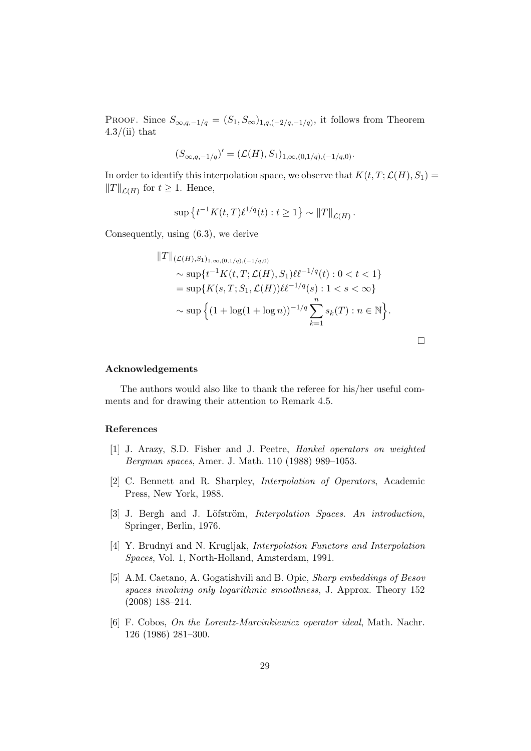Proof. Since $S_{\infty,q,-1/q} = (S_1, S_\infty)_{1,q,(-2/q,-1/q)}$, it follows from Theorem 4.3/(ii) that

$$(S_{\infty,q,-1/q})' = (\mathcal{L}(H), S_1)_{1,\infty,(0,1/q),(-1/q,0)}.$$

In order to identify this interpolation space, we observe that $K(t, T; \mathcal{L}(H), S_1) = \|T\|_{\mathcal{L}(H)}$ for $t \geq 1$. Hence,

$$\sup \left\{ t^{-1} K(t, T) \ell^{1/q}(t) : t \geq 1 \right\} \sim \|T\|_{\mathcal{L}(H)}.$$

Consequently, using (6.3), we derive

$$\begin{aligned}
&\|T\|_{(\mathcal{L}(H),S_1)_{1,\infty,(0,1/q),(-1/q,0)}} \\
&\quad \sim \sup\{t^{-1} K(t, T; \mathcal{L}(H), S_1) \ell\ell^{-1/q}(t) : 0 < t < 1\} \\
&\quad = \sup\{K(s, T; S_1, \mathcal{L}(H)) \ell\ell^{-1/q}(s) : 1 < s < \infty\} \\
&\quad \sim \sup \Big\{ (1 + \log(1 + \log n))^{-1/q} \sum_{k=1}^{n} s_k(T) : n \in \mathbb{N} \Big\}.
\end{aligned}$$

$\square$

### Acknowledgements

The authors would also like to thank the referee for his/her useful comments and for drawing their attention to Remark 4.5.

### References

[1] J. Arazy, S.D. Fisher and J. Peetre, *Hankel operators on weighted Bergman spaces*, Amer. J. Math. 110 (1988) 989–1053.

[2] C. Bennett and R. Sharpley, *Interpolation of Operators*, Academic Press, New York, 1988.

[3] J. Bergh and J. Löfström, *Interpolation Spaces. An introduction*, Springer, Berlin, 1976.

[4] Y. Brudnyĭ and N. Krugljak, *Interpolation Functors and Interpolation Spaces*, Vol. 1, North-Holland, Amsterdam, 1991.

[5] A.M. Caetano, A. Gogatishvili and B. Opic, *Sharp embeddings of Besov spaces involving only logarithmic smoothness*, J. Approx. Theory 152 (2008) 188–214.

[6] F. Cobos, *On the Lorentz-Marcinkiewicz operator ideal*, Math. Nachr. 126 (1986) 281–300.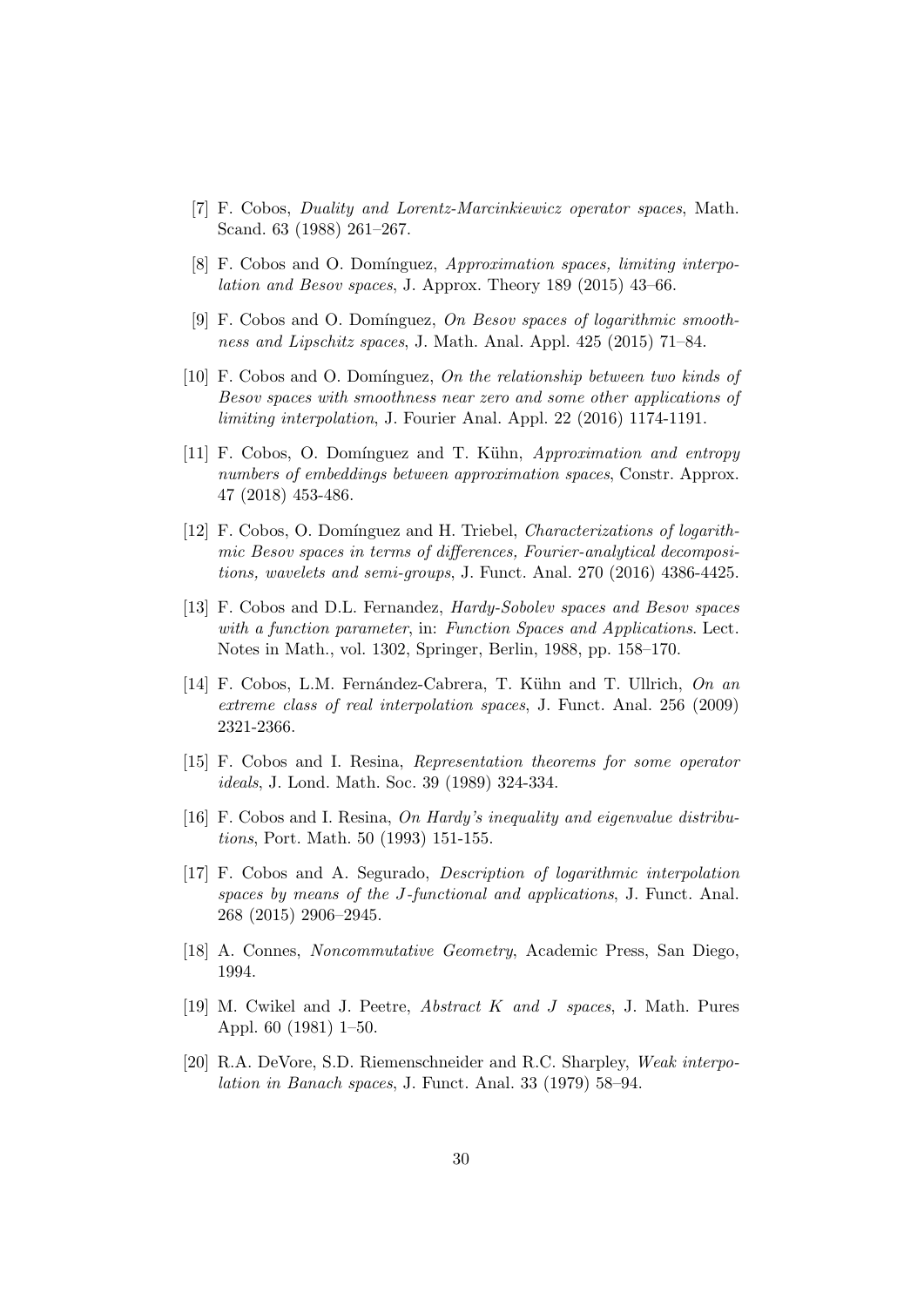[7] F. Cobos, *Duality and Lorentz-Marcinkiewicz operator spaces*, Math. Scand. 63 (1988) 261–267.

[8] F. Cobos and O. Domínguez, *Approximation spaces, limiting interpolation and Besov spaces*, J. Approx. Theory 189 (2015) 43–66.

[9] F. Cobos and O. Domínguez, *On Besov spaces of logarithmic smoothness and Lipschitz spaces*, J. Math. Anal. Appl. 425 (2015) 71–84.

[10] F. Cobos and O. Domínguez, *On the relationship between two kinds of Besov spaces with smoothness near zero and some other applications of limiting interpolation*, J. Fourier Anal. Appl. 22 (2016) 1174-1191.

[11] F. Cobos, O. Domínguez and T. Kühn, *Approximation and entropy numbers of embeddings between approximation spaces*, Constr. Approx. 47 (2018) 453-486.

[12] F. Cobos, O. Domínguez and H. Triebel, *Characterizations of logarithmic Besov spaces in terms of differences, Fourier-analytical decompositions, wavelets and semi-groups*, J. Funct. Anal. 270 (2016) 4386-4425.

[13] F. Cobos and D.L. Fernandez, *Hardy-Sobolev spaces and Besov spaces with a function parameter*, in: *Function Spaces and Applications*. Lect. Notes in Math., vol. 1302, Springer, Berlin, 1988, pp. 158–170.

[14] F. Cobos, L.M. Fernández-Cabrera, T. Kühn and T. Ullrich, *On an extreme class of real interpolation spaces*, J. Funct. Anal. 256 (2009) 2321-2366.

[15] F. Cobos and I. Resina, *Representation theorems for some operator ideals*, J. Lond. Math. Soc. 39 (1989) 324-334.

[16] F. Cobos and I. Resina, *On Hardy's inequality and eigenvalue distributions*, Port. Math. 50 (1993) 151-155.

[17] F. Cobos and A. Segurado, *Description of logarithmic interpolation spaces by means of the $J$-functional and applications*, J. Funct. Anal. 268 (2015) 2906–2945.

[18] A. Connes, *Noncommutative Geometry*, Academic Press, San Diego, 1994.

[19] M. Cwikel and J. Peetre, *Abstract $K$ and $J$ spaces*, J. Math. Pures Appl. 60 (1981) 1–50.

[20] R.A. DeVore, S.D. Riemenschneider and R.C. Sharpley, *Weak interpolation in Banach spaces*, J. Funct. Anal. 33 (1979) 58–94.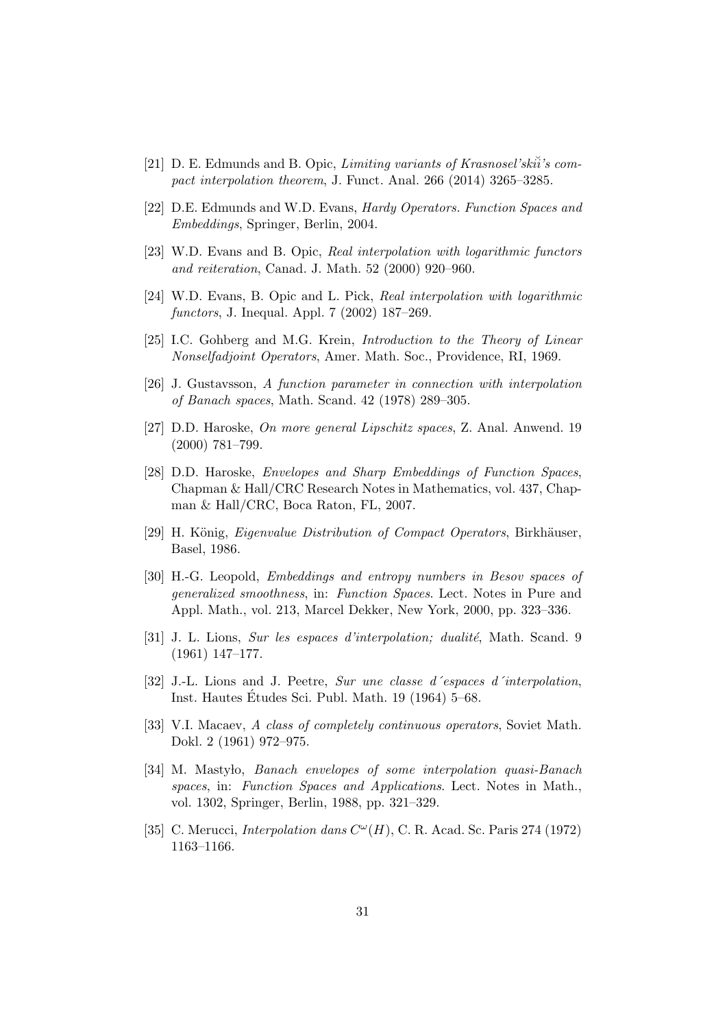[21] D. E. Edmunds and B. Opic, *Limiting variants of Krasnosel'skĭĭ's compact interpolation theorem*, J. Funct. Anal. 266 (2014) 3265–3285.

[22] D.E. Edmunds and W.D. Evans, *Hardy Operators. Function Spaces and Embeddings*, Springer, Berlin, 2004.

[23] W.D. Evans and B. Opic, *Real interpolation with logarithmic functors and reiteration*, Canad. J. Math. 52 (2000) 920–960.

[24] W.D. Evans, B. Opic and L. Pick, *Real interpolation with logarithmic functors*, J. Inequal. Appl. 7 (2002) 187–269.

[25] I.C. Gohberg and M.G. Krein, *Introduction to the Theory of Linear Nonselfadjoint Operators*, Amer. Math. Soc., Providence, RI, 1969.

[26] J. Gustavsson, *A function parameter in connection with interpolation of Banach spaces*, Math. Scand. 42 (1978) 289–305.

[27] D.D. Haroske, *On more general Lipschitz spaces*, Z. Anal. Anwend. 19 (2000) 781–799.

[28] D.D. Haroske, *Envelopes and Sharp Embeddings of Function Spaces*, Chapman & Hall/CRC Research Notes in Mathematics, vol. 437, Chapman & Hall/CRC, Boca Raton, FL, 2007.

[29] H. König, *Eigenvalue Distribution of Compact Operators*, Birkhäuser, Basel, 1986.

[30] H.-G. Leopold, *Embeddings and entropy numbers in Besov spaces of generalized smoothness*, in: *Function Spaces*. Lect. Notes in Pure and Appl. Math., vol. 213, Marcel Dekker, New York, 2000, pp. 323–336.

[31] J. L. Lions, *Sur les espaces d'interpolation; dualité*, Math. Scand. 9 (1961) 147–177.

[32] J.-L. Lions and J. Peetre, *Sur une classe d´espaces d´interpolation*, Inst. Hautes Études Sci. Publ. Math. 19 (1964) 5–68.

[33] V.I. Macaev, *A class of completely continuous operators*, Soviet Math. Dokl. 2 (1961) 972–975.

[34] M. Mastyło, *Banach envelopes of some interpolation quasi-Banach spaces*, in: *Function Spaces and Applications*. Lect. Notes in Math., vol. 1302, Springer, Berlin, 1988, pp. 321–329.

[35] C. Merucci, *Interpolation dans $C^{\omega}(H)$*, C. R. Acad. Sc. Paris 274 (1972) 1163–1166.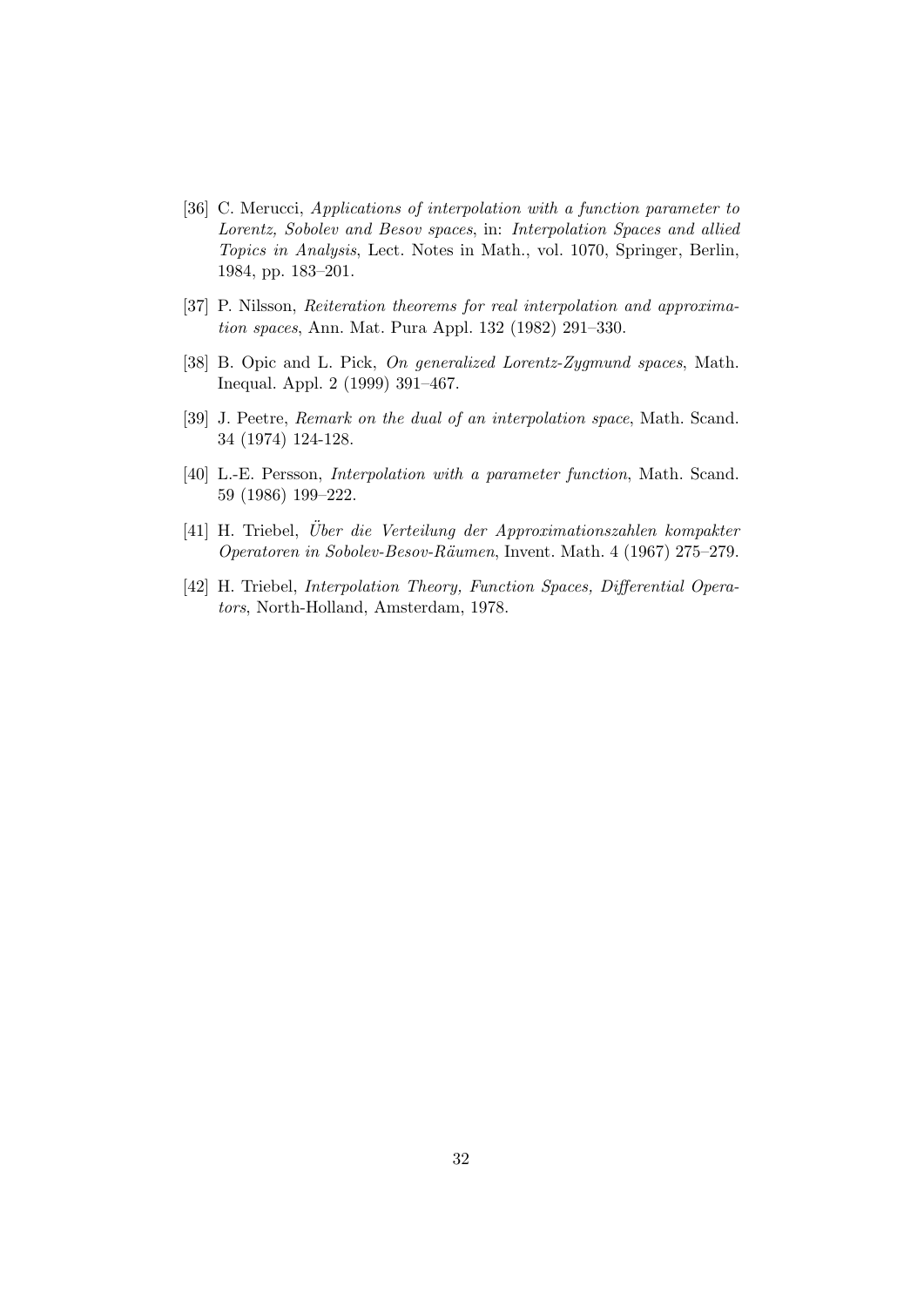[36] C. Merucci, *Applications of interpolation with a function parameter to Lorentz, Sobolev and Besov spaces*, in: *Interpolation Spaces and allied Topics in Analysis*, Lect. Notes in Math., vol. 1070, Springer, Berlin, 1984, pp. 183–201.

[37] P. Nilsson, *Reiteration theorems for real interpolation and approximation spaces*, Ann. Mat. Pura Appl. 132 (1982) 291–330.

[38] B. Opic and L. Pick, *On generalized Lorentz-Zygmund spaces*, Math. Inequal. Appl. 2 (1999) 391–467.

[39] J. Peetre, *Remark on the dual of an interpolation space*, Math. Scand. 34 (1974) 124-128.

[40] L.-E. Persson, *Interpolation with a parameter function*, Math. Scand. 59 (1986) 199–222.

[41] H. Triebel, *Über die Verteilung der Approximationszahlen kompakter Operatoren in Sobolev-Besov-Räumen*, Invent. Math. 4 (1967) 275–279.

[42] H. Triebel, *Interpolation Theory, Function Spaces, Differential Operators*, North-Holland, Amsterdam, 1978.